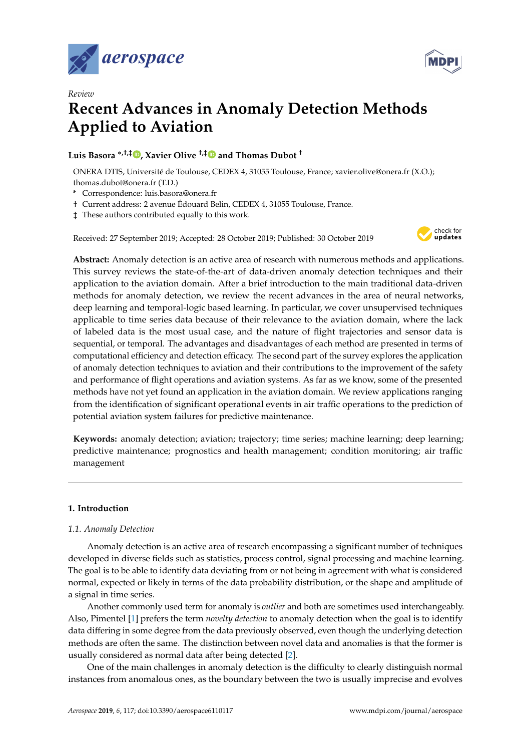Review

# Recent Advances in Anomaly Detection Methods Applied to Aviation

**Luis Basora** *,†,‡, **Xavier Olive** †,‡ and **Thomas Dubot** †

ONERA DTIS, Université de Toulouse, CEDEX 4, 31055 Toulouse, France; xavier.olive@onera.fr (X.O.); thomas.dubot@onera.fr (T.D.)

\* Correspondence: luis.basora@onera.fr

† Current address: 2 avenue Édouard Belin, CEDEX 4, 31055 Toulouse, France.

‡ These authors contributed equally to this work.

Received: 27 September 2019; Accepted: 28 October 2019; Published: 30 October 2019

**Abstract:** Anomaly detection is an active area of research with numerous methods and applications. This survey reviews the state-of-the-art of data-driven anomaly detection techniques and their application to the aviation domain. After a brief introduction to the main traditional data-driven methods for anomaly detection, we review the recent advances in the area of neural networks, deep learning and temporal-logic based learning. In particular, we cover unsupervised techniques applicable to time series data because of their relevance to the aviation domain, where the lack of labeled data is the most usual case, and the nature of flight trajectories and sensor data is sequential, or temporal. The advantages and disadvantages of each method are presented in terms of computational efficiency and detection efficacy. The second part of the survey explores the application of anomaly detection techniques to aviation and their contributions to the improvement of the safety and performance of flight operations and aviation systems. As far as we know, some of the presented methods have not yet found an application in the aviation domain. We review applications ranging from the identification of significant operational events in air traffic operations to the prediction of potential aviation system failures for predictive maintenance.

**Keywords:** anomaly detection; aviation; trajectory; time series; machine learning; deep learning; predictive maintenance; prognostics and health management; condition monitoring; air traffic management

## 1. Introduction

### 1.1. Anomaly Detection

Anomaly detection is an active area of research encompassing a significant number of techniques developed in diverse fields such as statistics, process control, signal processing and machine learning. The goal is to be able to identify data deviating from or not being in agreement with what is considered normal, expected or likely in terms of the data probability distribution, or the shape and amplitude of a signal in time series.

Another commonly used term for anomaly is *outlier* and both are sometimes used interchangeably. Also, Pimentel [1] prefers the term *novelty detection* to anomaly detection when the goal is to identify data differing in some degree from the data previously observed, even though the underlying detection methods are often the same. The distinction between novel data and anomalies is that the former is usually considered as normal data after being detected [2].

One of the main challenges in anomaly detection is the difficulty to clearly distinguish normal instances from anomalous ones, as the boundary between the two is usually imprecise and evolves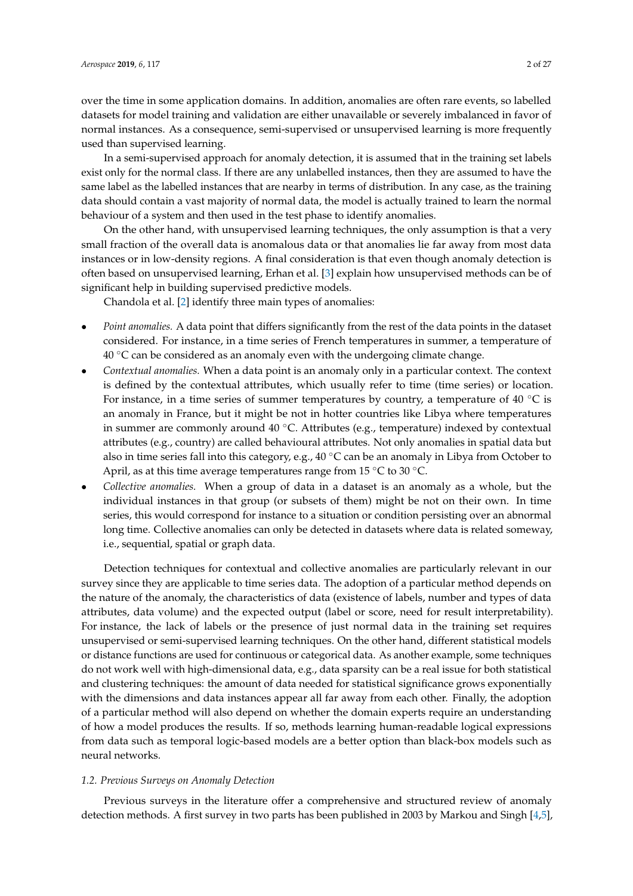over the time in some application domains. In addition, anomalies are often rare events, so labelled datasets for model training and validation are either unavailable or severely imbalanced in favor of normal instances. As a consequence, semi-supervised or unsupervised learning is more frequently used than supervised learning.

In a semi-supervised approach for anomaly detection, it is assumed that in the training set labels exist only for the normal class. If there are any unlabelled instances, then they are assumed to have the same label as the labelled instances that are nearby in terms of distribution. In any case, as the training data should contain a vast majority of normal data, the model is actually trained to learn the normal behaviour of a system and then used in the test phase to identify anomalies.

On the other hand, with unsupervised learning techniques, the only assumption is that a very small fraction of the overall data is anomalous data or that anomalies lie far away from most data instances or in low-density regions. A final consideration is that even though anomaly detection is often based on unsupervised learning, Erhan et al. [3] explain how unsupervised methods can be of significant help in building supervised predictive models.

Chandola et al. [2] identify three main types of anomalies:

- *Point anomalies.* A data point that differs significantly from the rest of the data points in the dataset considered. For instance, in a time series of French temperatures in summer, a temperature of 40 °C can be considered as an anomaly even with the undergoing climate change.
- *Contextual anomalies.* When a data point is an anomaly only in a particular context. The context is defined by the contextual attributes, which usually refer to time (time series) or location. For instance, in a time series of summer temperatures by country, a temperature of 40 °C is an anomaly in France, but it might be not in hotter countries like Libya where temperatures in summer are commonly around 40 °C. Attributes (e.g., temperature) indexed by contextual attributes (e.g., country) are called behavioural attributes. Not only anomalies in spatial data but also in time series fall into this category, e.g., 40 °C can be an anomaly in Libya from October to April, as at this time average temperatures range from 15 °C to 30 °C.
- *Collective anomalies.* When a group of data in a dataset is an anomaly as a whole, but the individual instances in that group (or subsets of them) might be not on their own. In time series, this would correspond for instance to a situation or condition persisting over an abnormal long time. Collective anomalies can only be detected in datasets where data is related someway, i.e., sequential, spatial or graph data.

Detection techniques for contextual and collective anomalies are particularly relevant in our survey since they are applicable to time series data. The adoption of a particular method depends on the nature of the anomaly, the characteristics of data (existence of labels, number and types of data attributes, data volume) and the expected output (label or score, need for result interpretability). For instance, the lack of labels or the presence of just normal data in the training set requires unsupervised or semi-supervised learning techniques. On the other hand, different statistical models or distance functions are used for continuous or categorical data. As another example, some techniques do not work well with high-dimensional data, e.g., data sparsity can be a real issue for both statistical and clustering techniques: the amount of data needed for statistical significance grows exponentially with the dimensions and data instances appear all far away from each other. Finally, the adoption of a particular method will also depend on whether the domain experts require an understanding of how a model produces the results. If so, methods learning human-readable logical expressions from data such as temporal logic-based models are a better option than black-box models such as neural networks.

### *1.2. Previous Surveys on Anomaly Detection*

Previous surveys in the literature offer a comprehensive and structured review of anomaly detection methods. A first survey in two parts has been published in 2003 by Markou and Singh [4,5],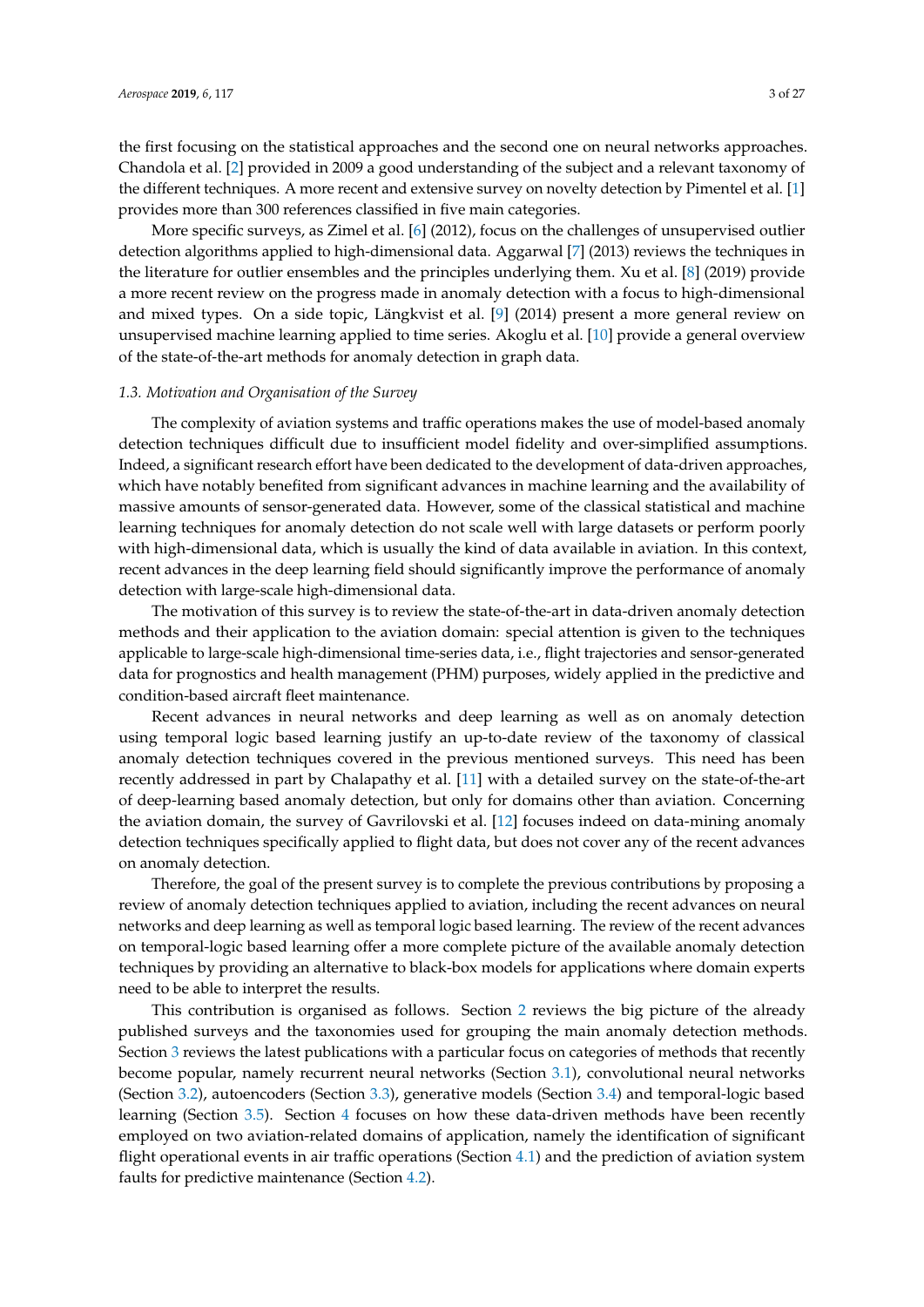the first focusing on the statistical approaches and the second one on neural networks approaches. Chandola et al. [2] provided in 2009 a good understanding of the subject and a relevant taxonomy of the different techniques. A more recent and extensive survey on novelty detection by Pimentel et al. [1] provides more than 300 references classified in five main categories.

More specific surveys, as Zimel et al. [6] (2012), focus on the challenges of unsupervised outlier detection algorithms applied to high-dimensional data. Aggarwal [7] (2013) reviews the techniques in the literature for outlier ensembles and the principles underlying them. Xu et al. [8] (2019) provide a more recent review on the progress made in anomaly detection with a focus to high-dimensional and mixed types. On a side topic, Längkvist et al. [9] (2014) present a more general review on unsupervised machine learning applied to time series. Akoglu et al. [10] provide a general overview of the state-of-the-art methods for anomaly detection in graph data.

### *1.3. Motivation and Organisation of the Survey*

The complexity of aviation systems and traffic operations makes the use of model-based anomaly detection techniques difficult due to insufficient model fidelity and over-simplified assumptions. Indeed, a significant research effort have been dedicated to the development of data-driven approaches, which have notably benefited from significant advances in machine learning and the availability of massive amounts of sensor-generated data. However, some of the classical statistical and machine learning techniques for anomaly detection do not scale well with large datasets or perform poorly with high-dimensional data, which is usually the kind of data available in aviation. In this context, recent advances in the deep learning field should significantly improve the performance of anomaly detection with large-scale high-dimensional data.

The motivation of this survey is to review the state-of-the-art in data-driven anomaly detection methods and their application to the aviation domain: special attention is given to the techniques applicable to large-scale high-dimensional time-series data, i.e., flight trajectories and sensor-generated data for prognostics and health management (PHM) purposes, widely applied in the predictive and condition-based aircraft fleet maintenance.

Recent advances in neural networks and deep learning as well as on anomaly detection using temporal logic based learning justify an up-to-date review of the taxonomy of classical anomaly detection techniques covered in the previous mentioned surveys. This need has been recently addressed in part by Chalapathy et al. [11] with a detailed survey on the state-of-the-art of deep-learning based anomaly detection, but only for domains other than aviation. Concerning the aviation domain, the survey of Gavrilovski et al. [12] focuses indeed on data-mining anomaly detection techniques specifically applied to flight data, but does not cover any of the recent advances on anomaly detection.

Therefore, the goal of the present survey is to complete the previous contributions by proposing a review of anomaly detection techniques applied to aviation, including the recent advances on neural networks and deep learning as well as temporal logic based learning. The review of the recent advances on temporal-logic based learning offer a more complete picture of the available anomaly detection techniques by providing an alternative to black-box models for applications where domain experts need to be able to interpret the results.

This contribution is organised as follows. Section 2 reviews the big picture of the already published surveys and the taxonomies used for grouping the main anomaly detection methods. Section 3 reviews the latest publications with a particular focus on categories of methods that recently become popular, namely recurrent neural networks (Section 3.1), convolutional neural networks (Section 3.2), autoencoders (Section 3.3), generative models (Section 3.4) and temporal-logic based learning (Section 3.5). Section 4 focuses on how these data-driven methods have been recently employed on two aviation-related domains of application, namely the identification of significant flight operational events in air traffic operations (Section 4.1) and the prediction of aviation system faults for predictive maintenance (Section 4.2).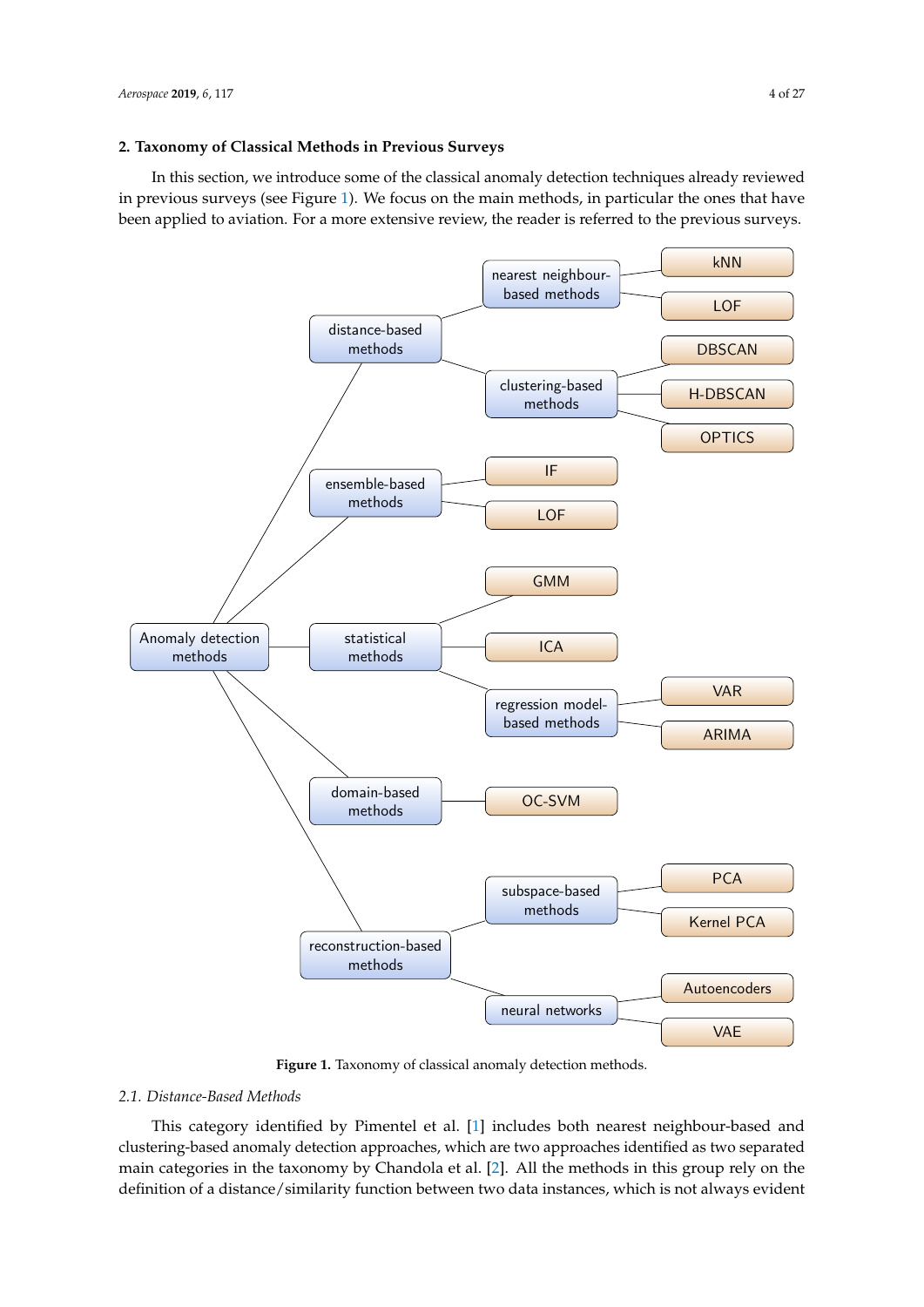## 2. Taxonomy of Classical Methods in Previous Surveys

In this section, we introduce some of the classical anomaly detection techniques already reviewed in previous surveys (see Figure 1). We focus on the main methods, in particular the ones that have been applied to aviation. For a more extensive review, the reader is referred to the previous surveys.

**Figure 1.** Taxonomy of classical anomaly detection methods.

### 2.1. Distance-Based Methods

This category identified by Pimentel et al. [1] includes both nearest neighbour-based and clustering-based anomaly detection approaches, which are two approaches identified as two separated main categories in the taxonomy by Chandola et al. [2]. All the methods in this group rely on the definition of a distance/similarity function between two data instances, which is not always evident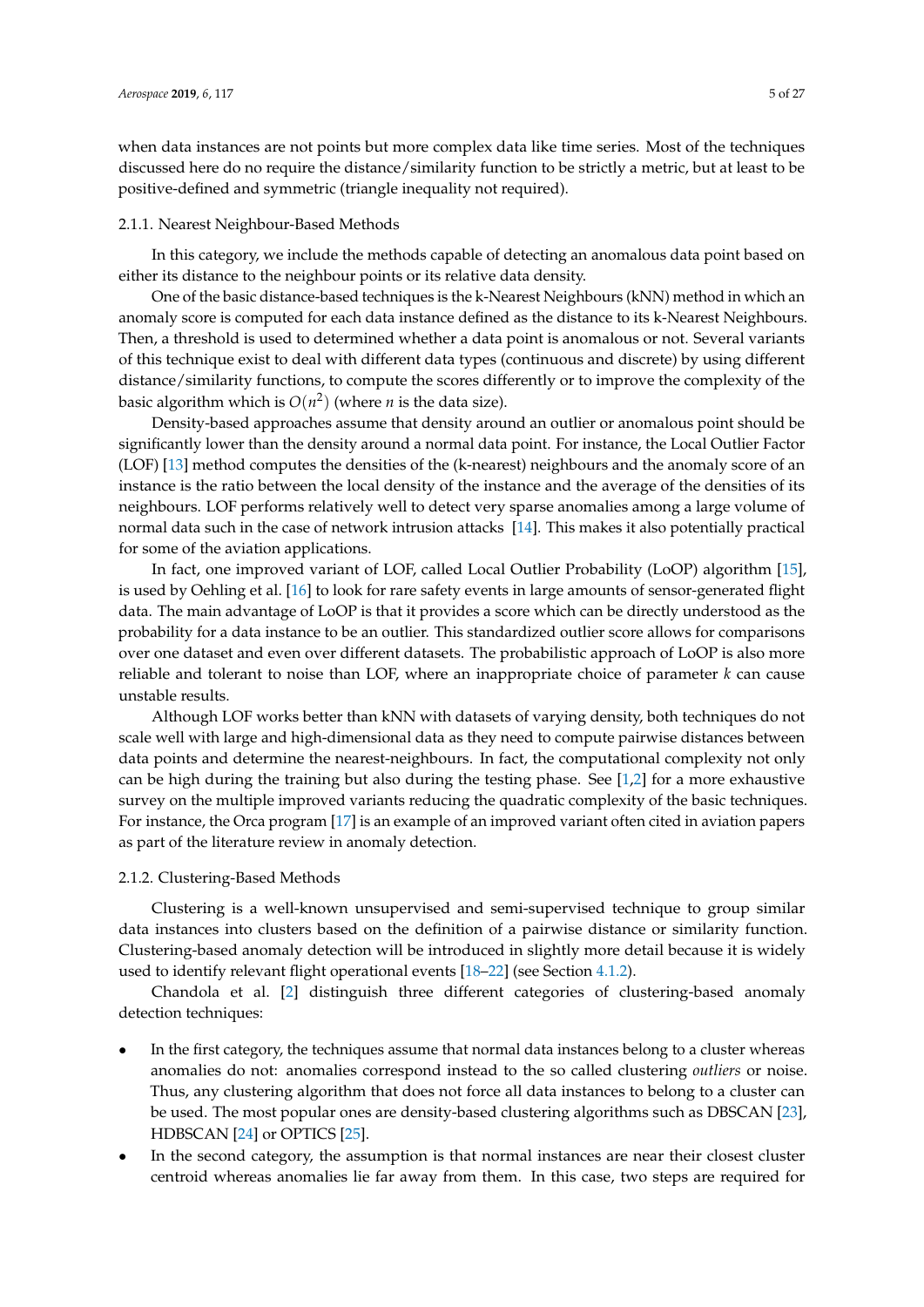when data instances are not points but more complex data like time series. Most of the techniques discussed here do no require the distance/similarity function to be strictly a metric, but at least to be positive-defined and symmetric (triangle inequality not required).

#### 2.1.1. Nearest Neighbour-Based Methods

In this category, we include the methods capable of detecting an anomalous data point based on either its distance to the neighbour points or its relative data density.

One of the basic distance-based techniques is the k-Nearest Neighbours (kNN) method in which an anomaly score is computed for each data instance defined as the distance to its k-Nearest Neighbours. Then, a threshold is used to determined whether a data point is anomalous or not. Several variants of this technique exist to deal with different data types (continuous and discrete) by using different distance/similarity functions, to compute the scores differently or to improve the complexity of the basic algorithm which is $O(n^2)$ (where $n$ is the data size).

Density-based approaches assume that density around an outlier or anomalous point should be significantly lower than the density around a normal data point. For instance, the Local Outlier Factor (LOF) [13] method computes the densities of the (k-nearest) neighbours and the anomaly score of an instance is the ratio between the local density of the instance and the average of the densities of its neighbours. LOF performs relatively well to detect very sparse anomalies among a large volume of normal data such in the case of network intrusion attacks [14]. This makes it also potentially practical for some of the aviation applications.

In fact, one improved variant of LOF, called Local Outlier Probability (LoOP) algorithm [15], is used by Oehling et al. [16] to look for rare safety events in large amounts of sensor-generated flight data. The main advantage of LoOP is that it provides a score which can be directly understood as the probability for a data instance to be an outlier. This standardized outlier score allows for comparisons over one dataset and even over different datasets. The probabilistic approach of LoOP is also more reliable and tolerant to noise than LOF, where an inappropriate choice of parameter $k$ can cause unstable results.

Although LOF works better than kNN with datasets of varying density, both techniques do not scale well with large and high-dimensional data as they need to compute pairwise distances between data points and determine the nearest-neighbours. In fact, the computational complexity not only can be high during the training but also during the testing phase. See [1,2] for a more exhaustive survey on the multiple improved variants reducing the quadratic complexity of the basic techniques. For instance, the Orca program [17] is an example of an improved variant often cited in aviation papers as part of the literature review in anomaly detection.

#### 2.1.2. Clustering-Based Methods

Clustering is a well-known unsupervised and semi-supervised technique to group similar data instances into clusters based on the definition of a pairwise distance or similarity function. Clustering-based anomaly detection will be introduced in slightly more detail because it is widely used to identify relevant flight operational events [18–22] (see Section 4.1.2).

Chandola et al. [2] distinguish three different categories of clustering-based anomaly detection techniques:

- In the first category, the techniques assume that normal data instances belong to a cluster whereas anomalies do not: anomalies correspond instead to the so called clustering *outliers* or noise. Thus, any clustering algorithm that does not force all data instances to belong to a cluster can be used. The most popular ones are density-based clustering algorithms such as DBSCAN [23], HDBSCAN [24] or OPTICS [25].
- In the second category, the assumption is that normal instances are near their closest cluster centroid whereas anomalies lie far away from them. In this case, two steps are required for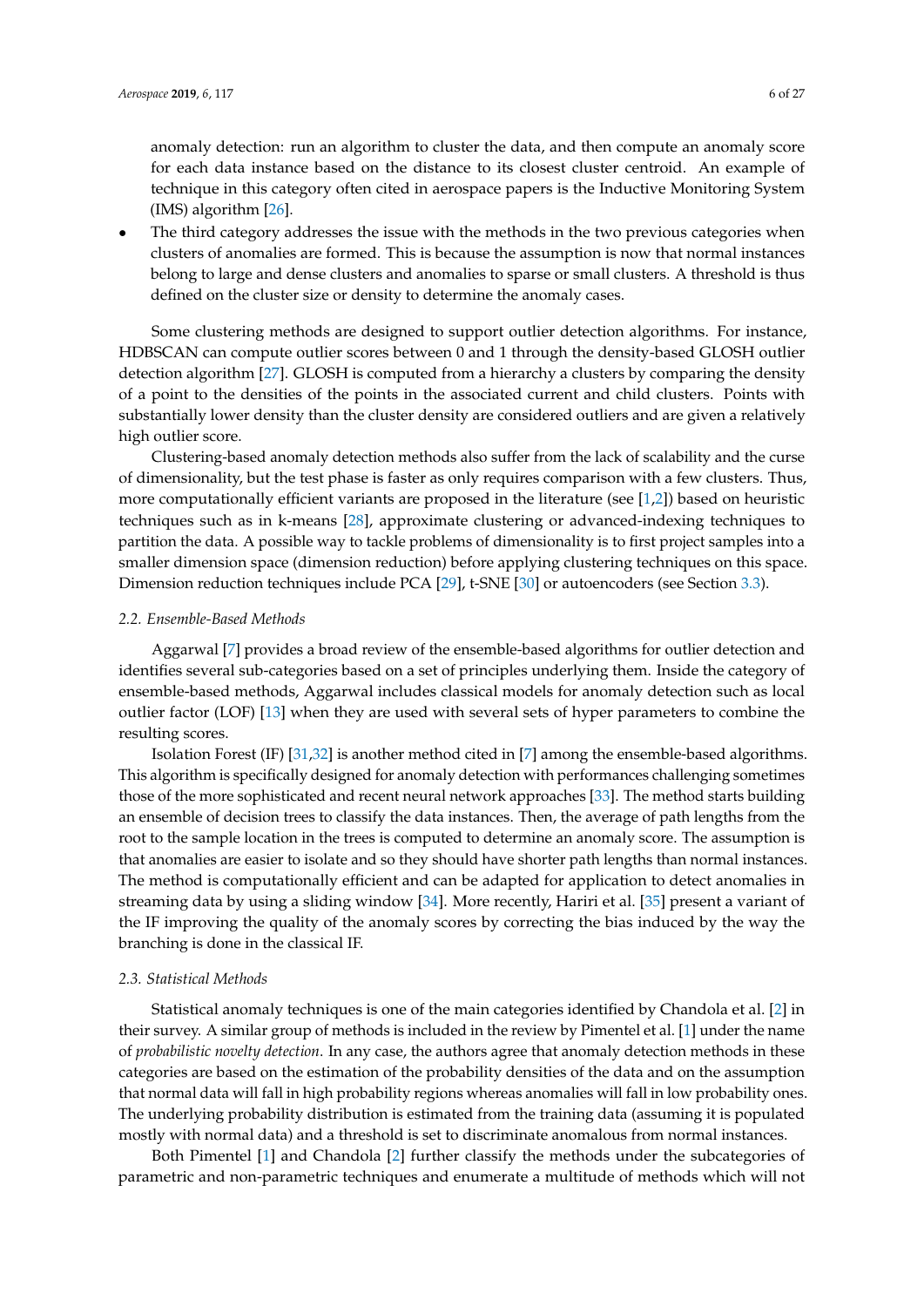anomaly detection: run an algorithm to cluster the data, and then compute an anomaly score for each data instance based on the distance to its closest cluster centroid. An example of technique in this category often cited in aerospace papers is the Inductive Monitoring System (IMS) algorithm [26].

- The third category addresses the issue with the methods in the two previous categories when clusters of anomalies are formed. This is because the assumption is now that normal instances belong to large and dense clusters and anomalies to sparse or small clusters. A threshold is thus defined on the cluster size or density to determine the anomaly cases.

Some clustering methods are designed to support outlier detection algorithms. For instance, HDBSCAN can compute outlier scores between 0 and 1 through the density-based GLOSH outlier detection algorithm [27]. GLOSH is computed from a hierarchy a clusters by comparing the density of a point to the densities of the points in the associated current and child clusters. Points with substantially lower density than the cluster density are considered outliers and are given a relatively high outlier score.

Clustering-based anomaly detection methods also suffer from the lack of scalability and the curse of dimensionality, but the test phase is faster as only requires comparison with a few clusters. Thus, more computationally efficient variants are proposed in the literature (see [1,2]) based on heuristic techniques such as in k-means [28], approximate clustering or advanced-indexing techniques to partition the data. A possible way to tackle problems of dimensionality is to first project samples into a smaller dimension space (dimension reduction) before applying clustering techniques on this space. Dimension reduction techniques include PCA [29], t-SNE [30] or autoencoders (see Section 3.3).

### 2.2. Ensemble-Based Methods

Aggarwal [7] provides a broad review of the ensemble-based algorithms for outlier detection and identifies several sub-categories based on a set of principles underlying them. Inside the category of ensemble-based methods, Aggarwal includes classical models for anomaly detection such as local outlier factor (LOF) [13] when they are used with several sets of hyper parameters to combine the resulting scores.

Isolation Forest (IF) [31,32] is another method cited in [7] among the ensemble-based algorithms. This algorithm is specifically designed for anomaly detection with performances challenging sometimes those of the more sophisticated and recent neural network approaches [33]. The method starts building an ensemble of decision trees to classify the data instances. Then, the average of path lengths from the root to the sample location in the trees is computed to determine an anomaly score. The assumption is that anomalies are easier to isolate and so they should have shorter path lengths than normal instances. The method is computationally efficient and can be adapted for application to detect anomalies in streaming data by using a sliding window [34]. More recently, Hariri et al. [35] present a variant of the IF improving the quality of the anomaly scores by correcting the bias induced by the way the branching is done in the classical IF.

### 2.3. Statistical Methods

Statistical anomaly techniques is one of the main categories identified by Chandola et al. [2] in their survey. A similar group of methods is included in the review by Pimentel et al. [1] under the name of *probabilistic novelty detection*. In any case, the authors agree that anomaly detection methods in these categories are based on the estimation of the probability densities of the data and on the assumption that normal data will fall in high probability regions whereas anomalies will fall in low probability ones. The underlying probability distribution is estimated from the training data (assuming it is populated mostly with normal data) and a threshold is set to discriminate anomalous from normal instances.

Both Pimentel [1] and Chandola [2] further classify the methods under the subcategories of parametric and non-parametric techniques and enumerate a multitude of methods which will not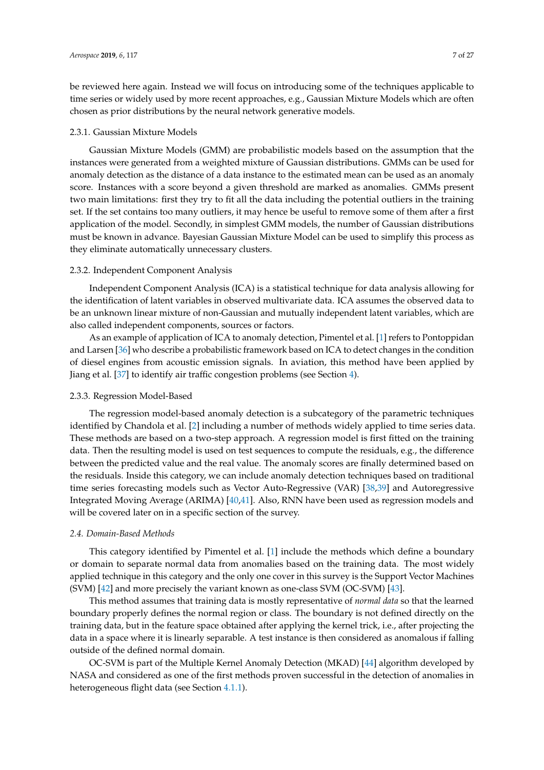be reviewed here again. Instead we will focus on introducing some of the techniques applicable to time series or widely used by more recent approaches, e.g., Gaussian Mixture Models which are often chosen as prior distributions by the neural network generative models.

#### 2.3.1. Gaussian Mixture Models

Gaussian Mixture Models (GMM) are probabilistic models based on the assumption that the instances were generated from a weighted mixture of Gaussian distributions. GMMs can be used for anomaly detection as the distance of a data instance to the estimated mean can be used as an anomaly score. Instances with a score beyond a given threshold are marked as anomalies. GMMs present two main limitations: first they try to fit all the data including the potential outliers in the training set. If the set contains too many outliers, it may hence be useful to remove some of them after a first application of the model. Secondly, in simplest GMM models, the number of Gaussian distributions must be known in advance. Bayesian Gaussian Mixture Model can be used to simplify this process as they eliminate automatically unnecessary clusters.

#### 2.3.2. Independent Component Analysis

Independent Component Analysis (ICA) is a statistical technique for data analysis allowing for the identification of latent variables in observed multivariate data. ICA assumes the observed data to be an unknown linear mixture of non-Gaussian and mutually independent latent variables, which are also called independent components, sources or factors.

As an example of application of ICA to anomaly detection, Pimentel et al. [1] refers to Pontoppidan and Larsen [36] who describe a probabilistic framework based on ICA to detect changes in the condition of diesel engines from acoustic emission signals. In aviation, this method have been applied by Jiang et al. [37] to identify air traffic congestion problems (see Section 4).

#### 2.3.3. Regression Model-Based

The regression model-based anomaly detection is a subcategory of the parametric techniques identified by Chandola et al. [2] including a number of methods widely applied to time series data. These methods are based on a two-step approach. A regression model is first fitted on the training data. Then the resulting model is used on test sequences to compute the residuals, e.g., the difference between the predicted value and the real value. The anomaly scores are finally determined based on the residuals. Inside this category, we can include anomaly detection techniques based on traditional time series forecasting models such as Vector Auto-Regressive (VAR) [38,39] and Autoregressive Integrated Moving Average (ARIMA) [40,41]. Also, RNN have been used as regression models and will be covered later on in a specific section of the survey.

### *2.4. Domain-Based Methods*

This category identified by Pimentel et al. [1] include the methods which define a boundary or domain to separate normal data from anomalies based on the training data. The most widely applied technique in this category and the only one cover in this survey is the Support Vector Machines (SVM) [42] and more precisely the variant known as one-class SVM (OC-SVM) [43].

This method assumes that training data is mostly representative of *normal data* so that the learned boundary properly defines the normal region or class. The boundary is not defined directly on the training data, but in the feature space obtained after applying the kernel trick, i.e., after projecting the data in a space where it is linearly separable. A test instance is then considered as anomalous if falling outside of the defined normal domain.

OC-SVM is part of the Multiple Kernel Anomaly Detection (MKAD) [44] algorithm developed by NASA and considered as one of the first methods proven successful in the detection of anomalies in heterogeneous flight data (see Section 4.1.1).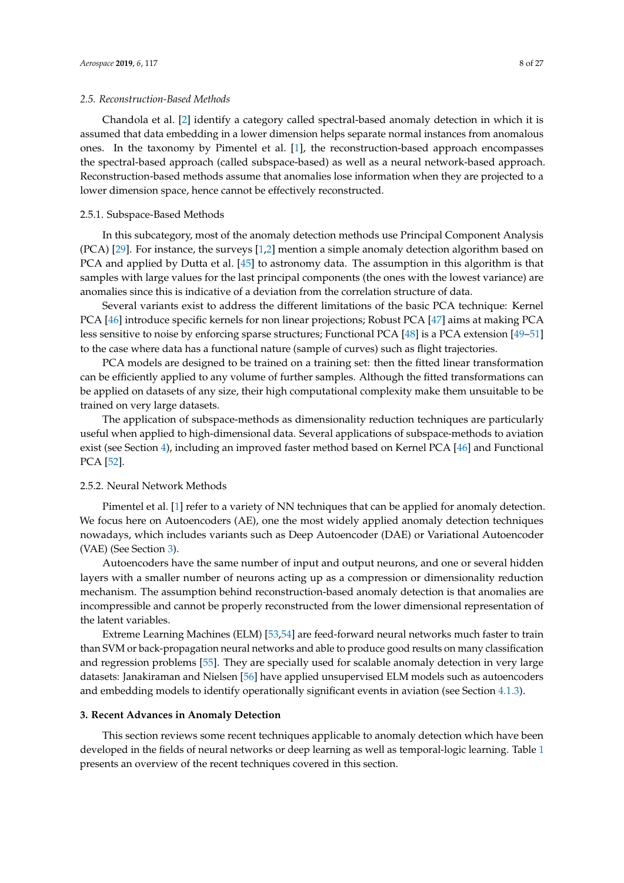### 2.5. Reconstruction-Based Methods

Chandola et al. [2] identify a category called spectral-based anomaly detection in which it is assumed that data embedding in a lower dimension helps separate normal instances from anomalous ones. In the taxonomy by Pimentel et al. [1], the reconstruction-based approach encompasses the spectral-based approach (called subspace-based) as well as a neural network-based approach. Reconstruction-based methods assume that anomalies lose information when they are projected to a lower dimension space, hence cannot be effectively reconstructed.

#### 2.5.1. Subspace-Based Methods

In this subcategory, most of the anomaly detection methods use Principal Component Analysis (PCA) [29]. For instance, the surveys [1,2] mention a simple anomaly detection algorithm based on PCA and applied by Dutta et al. [45] to astronomy data. The assumption in this algorithm is that samples with large values for the last principal components (the ones with the lowest variance) are anomalies since this is indicative of a deviation from the correlation structure of data.

Several variants exist to address the different limitations of the basic PCA technique: Kernel PCA [46] introduce specific kernels for non linear projections; Robust PCA [47] aims at making PCA less sensitive to noise by enforcing sparse structures; Functional PCA [48] is a PCA extension [49–51] to the case where data has a functional nature (sample of curves) such as flight trajectories.

PCA models are designed to be trained on a training set: then the fitted linear transformation can be efficiently applied to any volume of further samples. Although the fitted transformations can be applied on datasets of any size, their high computational complexity make them unsuitable to be trained on very large datasets.

The application of subspace-methods as dimensionality reduction techniques are particularly useful when applied to high-dimensional data. Several applications of subspace-methods to aviation exist (see Section 4), including an improved faster method based on Kernel PCA [46] and Functional PCA [52].

#### 2.5.2. Neural Network Methods

Pimentel et al. [1] refer to a variety of NN techniques that can be applied for anomaly detection. We focus here on Autoencoders (AE), one the most widely applied anomaly detection techniques nowadays, which includes variants such as Deep Autoencoder (DAE) or Variational Autoencoder (VAE) (See Section 3).

Autoencoders have the same number of input and output neurons, and one or several hidden layers with a smaller number of neurons acting up as a compression or dimensionality reduction mechanism. The assumption behind reconstruction-based anomaly detection is that anomalies are incompressible and cannot be properly reconstructed from the lower dimensional representation of the latent variables.

Extreme Learning Machines (ELM) [53,54] are feed-forward neural networks much faster to train than SVM or back-propagation neural networks and able to produce good results on many classification and regression problems [55]. They are specially used for scalable anomaly detection in very large datasets: Janakiraman and Nielsen [56] have applied unsupervised ELM models such as autoencoders and embedding models to identify operationally significant events in aviation (see Section 4.1.3).

## 3. Recent Advances in Anomaly Detection

This section reviews some recent techniques applicable to anomaly detection which have been developed in the fields of neural networks or deep learning as well as temporal-logic learning. Table 1 presents an overview of the recent techniques covered in this section.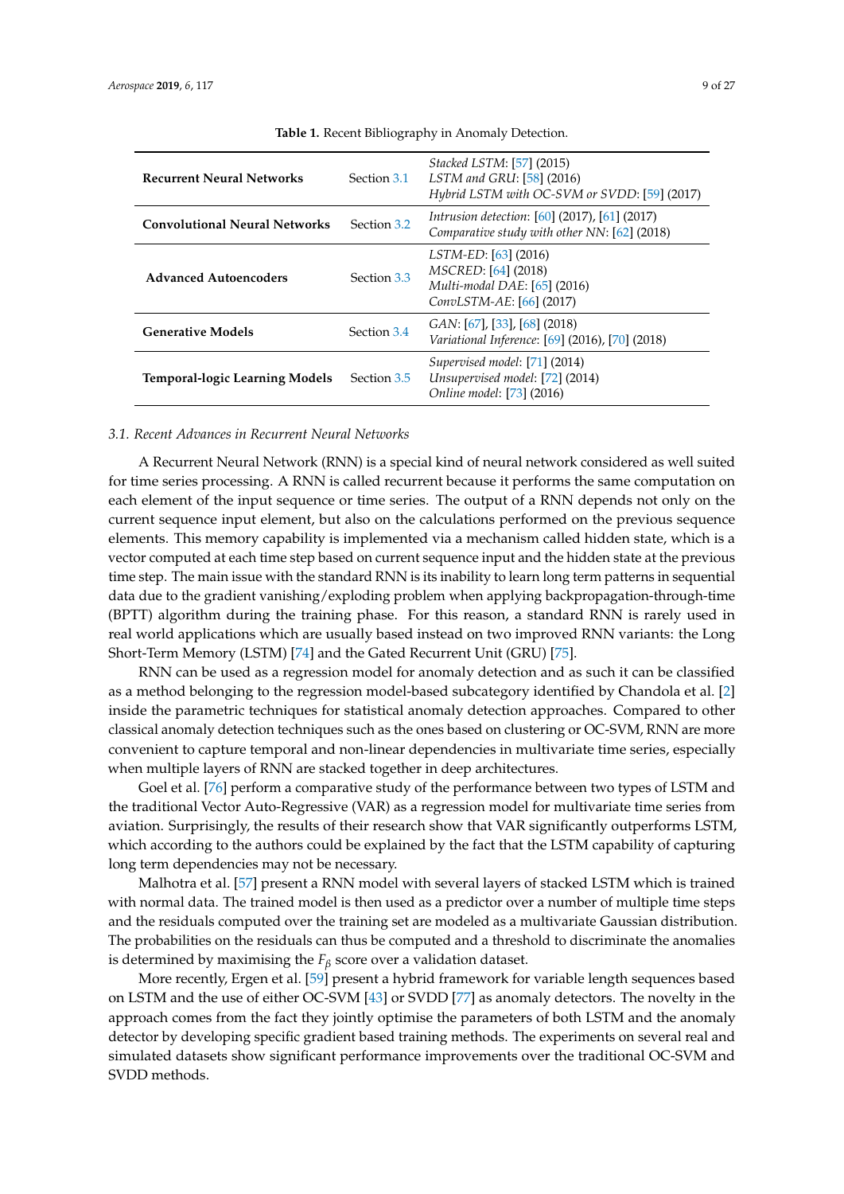**Table 1.** Recent Bibliography in Anomaly Detection.

| | | |
|---|---|---|
| **Recurrent Neural Networks** | Section 3.1 | *Stacked LSTM*: [57] (2015)<br>*LSTM and GRU*: [58] (2016)<br>*Hybrid LSTM with OC-SVM or SVDD*: [59] (2017) |
| **Convolutional Neural Networks** | Section 3.2 | *Intrusion detection*: [60] (2017), [61] (2017)<br>*Comparative study with other NN*: [62] (2018) |
| **Advanced Autoencoders** | Section 3.3 | *LSTM-ED*: [63] (2016)<br>*MSCRED*: [64] (2018)<br>*Multi-modal DAE*: [65] (2016)<br>*ConvLSTM-AE*: [66] (2017) |
| **Generative Models** | Section 3.4 | *GAN*: [67], [33], [68] (2018)<br>*Variational Inference*: [69] (2016), [70] (2018) |
| **Temporal-logic Learning Models** | Section 3.5 | *Supervised model*: [71] (2014)<br>*Unsupervised model*: [72] (2014)<br>*Online model*: [73] (2016) |

### 3.1. Recent Advances in Recurrent Neural Networks

A Recurrent Neural Network (RNN) is a special kind of neural network considered as well suited for time series processing. A RNN is called recurrent because it performs the same computation on each element of the input sequence or time series. The output of a RNN depends not only on the current sequence input element, but also on the calculations performed on the previous sequence elements. This memory capability is implemented via a mechanism called hidden state, which is a vector computed at each time step based on current sequence input and the hidden state at the previous time step. The main issue with the standard RNN is its inability to learn long term patterns in sequential data due to the gradient vanishing/exploding problem when applying backpropagation-through-time (BPTT) algorithm during the training phase. For this reason, a standard RNN is rarely used in real world applications which are usually based instead on two improved RNN variants: the Long Short-Term Memory (LSTM) [74] and the Gated Recurrent Unit (GRU) [75].

RNN can be used as a regression model for anomaly detection and as such it can be classified as a method belonging to the regression model-based subcategory identified by Chandola et al. [2] inside the parametric techniques for statistical anomaly detection approaches. Compared to other classical anomaly detection techniques such as the ones based on clustering or OC-SVM, RNN are more convenient to capture temporal and non-linear dependencies in multivariate time series, especially when multiple layers of RNN are stacked together in deep architectures.

Goel et al. [76] perform a comparative study of the performance between two types of LSTM and the traditional Vector Auto-Regressive (VAR) as a regression model for multivariate time series from aviation. Surprisingly, the results of their research show that VAR significantly outperforms LSTM, which according to the authors could be explained by the fact that the LSTM capability of capturing long term dependencies may not be necessary.

Malhotra et al. [57] present a RNN model with several layers of stacked LSTM which is trained with normal data. The trained model is then used as a predictor over a number of multiple time steps and the residuals computed over the training set are modeled as a multivariate Gaussian distribution. The probabilities on the residuals can thus be computed and a threshold to discriminate the anomalies is determined by maximising the $F_{\beta}$ score over a validation dataset.

More recently, Ergen et al. [59] present a hybrid framework for variable length sequences based on LSTM and the use of either OC-SVM [43] or SVDD [77] as anomaly detectors. The novelty in the approach comes from the fact they jointly optimise the parameters of both LSTM and the anomaly detector by developing specific gradient based training methods. The experiments on several real and simulated datasets show significant performance improvements over the traditional OC-SVM and SVDD methods.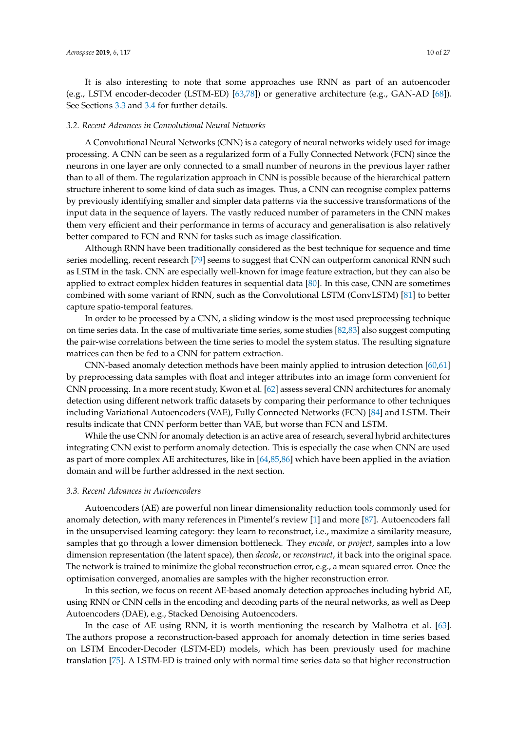It is also interesting to note that some approaches use RNN as part of an autoencoder (e.g., LSTM encoder-decoder (LSTM-ED) [63,78]) or generative architecture (e.g., GAN-AD [68]). See Sections 3.3 and 3.4 for further details.

### *3.2. Recent Advances in Convolutional Neural Networks*

A Convolutional Neural Networks (CNN) is a category of neural networks widely used for image processing. A CNN can be seen as a regularized form of a Fully Connected Network (FCN) since the neurons in one layer are only connected to a small number of neurons in the previous layer rather than to all of them. The regularization approach in CNN is possible because of the hierarchical pattern structure inherent to some kind of data such as images. Thus, a CNN can recognise complex patterns by previously identifying smaller and simpler data patterns via the successive transformations of the input data in the sequence of layers. The vastly reduced number of parameters in the CNN makes them very efficient and their performance in terms of accuracy and generalisation is also relatively better compared to FCN and RNN for tasks such as image classification.

Although RNN have been traditionally considered as the best technique for sequence and time series modelling, recent research [79] seems to suggest that CNN can outperform canonical RNN such as LSTM in the task. CNN are especially well-known for image feature extraction, but they can also be applied to extract complex hidden features in sequential data [80]. In this case, CNN are sometimes combined with some variant of RNN, such as the Convolutional LSTM (ConvLSTM) [81] to better capture spatio-temporal features.

In order to be processed by a CNN, a sliding window is the most used preprocessing technique on time series data. In the case of multivariate time series, some studies [82,83] also suggest computing the pair-wise correlations between the time series to model the system status. The resulting signature matrices can then be fed to a CNN for pattern extraction.

CNN-based anomaly detection methods have been mainly applied to intrusion detection [60,61] by preprocessing data samples with float and integer attributes into an image form convenient for CNN processing. In a more recent study, Kwon et al. [62] assess several CNN architectures for anomaly detection using different network traffic datasets by comparing their performance to other techniques including Variational Autoencoders (VAE), Fully Connected Networks (FCN) [84] and LSTM. Their results indicate that CNN perform better than VAE, but worse than FCN and LSTM.

While the use CNN for anomaly detection is an active area of research, several hybrid architectures integrating CNN exist to perform anomaly detection. This is especially the case when CNN are used as part of more complex AE architectures, like in [64,85,86] which have been applied in the aviation domain and will be further addressed in the next section.

### *3.3. Recent Advances in Autoencoders*

Autoencoders (AE) are powerful non linear dimensionality reduction tools commonly used for anomaly detection, with many references in Pimentel's review [1] and more [87]. Autoencoders fall in the unsupervised learning category: they learn to reconstruct, i.e., maximize a similarity measure, samples that go through a lower dimension bottleneck. They *encode*, or *project*, samples into a low dimension representation (the latent space), then *decode*, or *reconstruct*, it back into the original space. The network is trained to minimize the global reconstruction error, e.g., a mean squared error. Once the optimisation converged, anomalies are samples with the higher reconstruction error.

In this section, we focus on recent AE-based anomaly detection approaches including hybrid AE, using RNN or CNN cells in the encoding and decoding parts of the neural networks, as well as Deep Autoencoders (DAE), e.g., Stacked Denoising Autoencoders.

In the case of AE using RNN, it is worth mentioning the research by Malhotra et al. [63]. The authors propose a reconstruction-based approach for anomaly detection in time series based on LSTM Encoder-Decoder (LSTM-ED) models, which has been previously used for machine translation [75]. A LSTM-ED is trained only with normal time series data so that higher reconstruction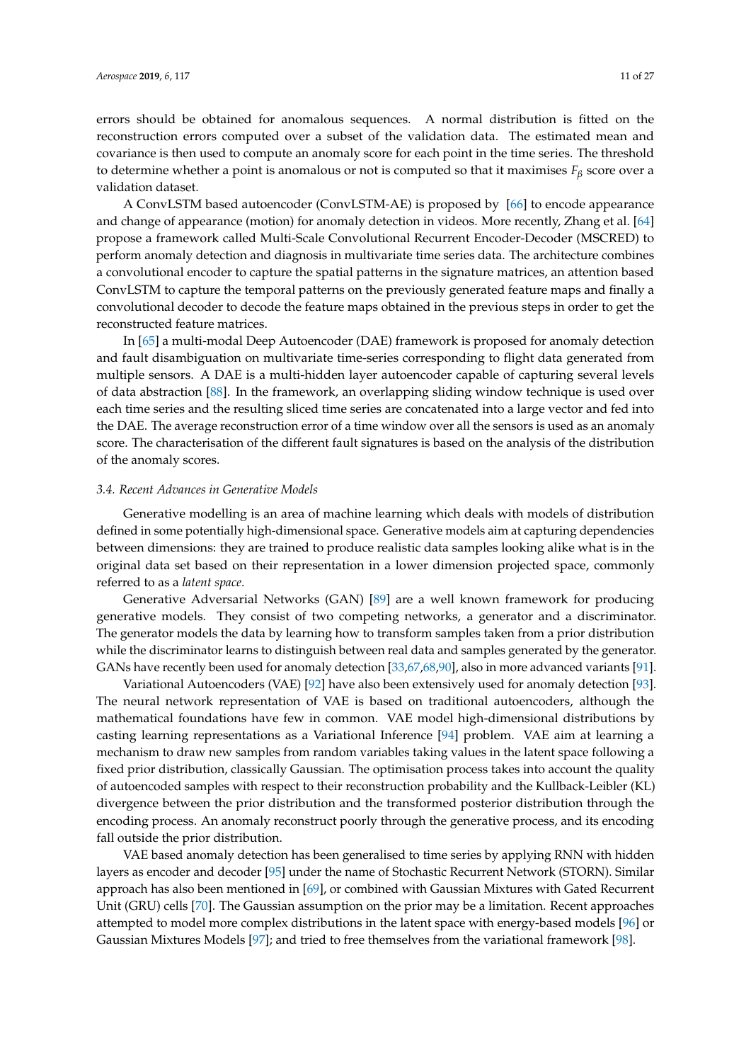errors should be obtained for anomalous sequences. A normal distribution is fitted on the reconstruction errors computed over a subset of the validation data. The estimated mean and covariance is then used to compute an anomaly score for each point in the time series. The threshold to determine whether a point is anomalous or not is computed so that it maximises $F_\beta$ score over a validation dataset.

A ConvLSTM based autoencoder (ConvLSTM-AE) is proposed by [66] to encode appearance and change of appearance (motion) for anomaly detection in videos. More recently, Zhang et al. [64] propose a framework called Multi-Scale Convolutional Recurrent Encoder-Decoder (MSCRED) to perform anomaly detection and diagnosis in multivariate time series data. The architecture combines a convolutional encoder to capture the spatial patterns in the signature matrices, an attention based ConvLSTM to capture the temporal patterns on the previously generated feature maps and finally a convolutional decoder to decode the feature maps obtained in the previous steps in order to get the reconstructed feature matrices.

In [65] a multi-modal Deep Autoencoder (DAE) framework is proposed for anomaly detection and fault disambiguation on multivariate time-series corresponding to flight data generated from multiple sensors. A DAE is a multi-hidden layer autoencoder capable of capturing several levels of data abstraction [88]. In the framework, an overlapping sliding window technique is used over each time series and the resulting sliced time series are concatenated into a large vector and fed into the DAE. The average reconstruction error of a time window over all the sensors is used as an anomaly score. The characterisation of the different fault signatures is based on the analysis of the distribution of the anomaly scores.

### 3.4. Recent Advances in Generative Models

Generative modelling is an area of machine learning which deals with models of distribution defined in some potentially high-dimensional space. Generative models aim at capturing dependencies between dimensions: they are trained to produce realistic data samples looking alike what is in the original data set based on their representation in a lower dimension projected space, commonly referred to as a *latent space*.

Generative Adversarial Networks (GAN) [89] are a well known framework for producing generative models. They consist of two competing networks, a generator and a discriminator. The generator models the data by learning how to transform samples taken from a prior distribution while the discriminator learns to distinguish between real data and samples generated by the generator. GANs have recently been used for anomaly detection [33,67,68,90], also in more advanced variants [91].

Variational Autoencoders (VAE) [92] have also been extensively used for anomaly detection [93]. The neural network representation of VAE is based on traditional autoencoders, although the mathematical foundations have few in common. VAE model high-dimensional distributions by casting learning representations as a Variational Inference [94] problem. VAE aim at learning a mechanism to draw new samples from random variables taking values in the latent space following a fixed prior distribution, classically Gaussian. The optimisation process takes into account the quality of autoencoded samples with respect to their reconstruction probability and the Kullback-Leibler (KL) divergence between the prior distribution and the transformed posterior distribution through the encoding process. An anomaly reconstruct poorly through the generative process, and its encoding fall outside the prior distribution.

VAE based anomaly detection has been generalised to time series by applying RNN with hidden layers as encoder and decoder [95] under the name of Stochastic Recurrent Network (STORN). Similar approach has also been mentioned in [69], or combined with Gaussian Mixtures with Gated Recurrent Unit (GRU) cells [70]. The Gaussian assumption on the prior may be a limitation. Recent approaches attempted to model more complex distributions in the latent space with energy-based models [96] or Gaussian Mixtures Models [97]; and tried to free themselves from the variational framework [98].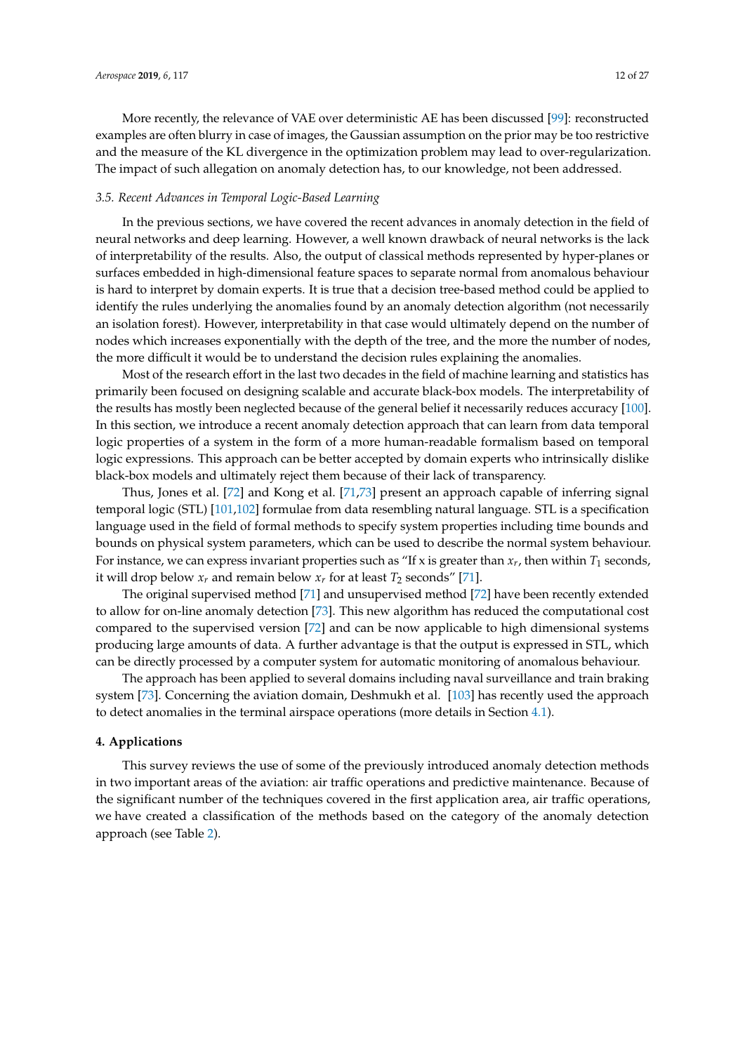More recently, the relevance of VAE over deterministic AE has been discussed [99]: reconstructed examples are often blurry in case of images, the Gaussian assumption on the prior may be too restrictive and the measure of the KL divergence in the optimization problem may lead to over-regularization. The impact of such allegation on anomaly detection has, to our knowledge, not been addressed.

### *3.5. Recent Advances in Temporal Logic-Based Learning*

In the previous sections, we have covered the recent advances in anomaly detection in the field of neural networks and deep learning. However, a well known drawback of neural networks is the lack of interpretability of the results. Also, the output of classical methods represented by hyper-planes or surfaces embedded in high-dimensional feature spaces to separate normal from anomalous behaviour is hard to interpret by domain experts. It is true that a decision tree-based method could be applied to identify the rules underlying the anomalies found by an anomaly detection algorithm (not necessarily an isolation forest). However, interpretability in that case would ultimately depend on the number of nodes which increases exponentially with the depth of the tree, and the more the number of nodes, the more difficult it would be to understand the decision rules explaining the anomalies.

Most of the research effort in the last two decades in the field of machine learning and statistics has primarily been focused on designing scalable and accurate black-box models. The interpretability of the results has mostly been neglected because of the general belief it necessarily reduces accuracy [100]. In this section, we introduce a recent anomaly detection approach that can learn from data temporal logic properties of a system in the form of a more human-readable formalism based on temporal logic expressions. This approach can be better accepted by domain experts who intrinsically dislike black-box models and ultimately reject them because of their lack of transparency.

Thus, Jones et al. [72] and Kong et al. [71,73] present an approach capable of inferring signal temporal logic (STL) [101,102] formulae from data resembling natural language. STL is a specification language used in the field of formal methods to specify system properties including time bounds and bounds on physical system parameters, which can be used to describe the normal system behaviour. For instance, we can express invariant properties such as "If x is greater than $x_r$, then within $T_1$ seconds, it will drop below $x_r$ and remain below $x_r$ for at least $T_2$ seconds" [71].

The original supervised method [71] and unsupervised method [72] have been recently extended to allow for on-line anomaly detection [73]. This new algorithm has reduced the computational cost compared to the supervised version [72] and can be now applicable to high dimensional systems producing large amounts of data. A further advantage is that the output is expressed in STL, which can be directly processed by a computer system for automatic monitoring of anomalous behaviour.

The approach has been applied to several domains including naval surveillance and train braking system [73]. Concerning the aviation domain, Deshmukh et al. [103] has recently used the approach to detect anomalies in the terminal airspace operations (more details in Section 4.1).

## 4. Applications

This survey reviews the use of some of the previously introduced anomaly detection methods in two important areas of the aviation: air traffic operations and predictive maintenance. Because of the significant number of the techniques covered in the first application area, air traffic operations, we have created a classification of the methods based on the category of the anomaly detection approach (see Table 2).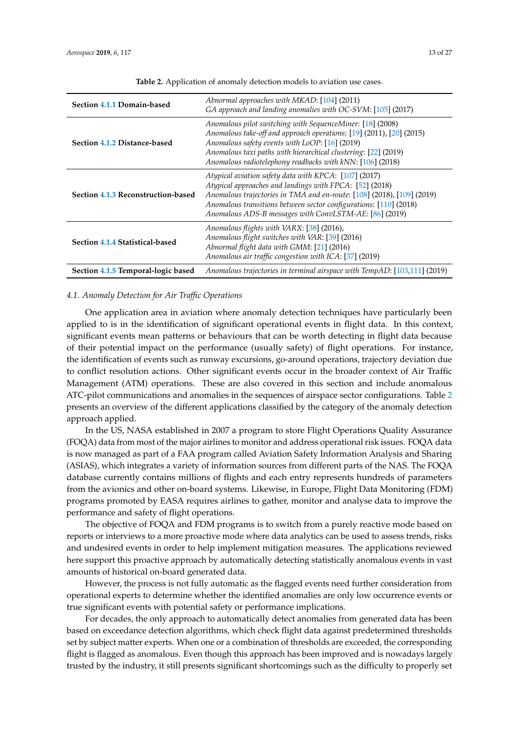**Table 2.** Application of anomaly detection models to aviation use cases.

| | |
|---|---|
| **Section 4.1.1 Domain-based** | *Abnormal approaches with MKAD*: [104] (2011)<br>*GA approach and landing anomalies with OC-SVM*: [105] (2017) |
| **Section 4.1.2 Distance-based** | *Anomalous pilot switching with SequenceMiner*: [18] (2008)<br>*Anomalous take-off and approach operations*: [19] (2011), [20] (2015)<br>*Anomalous safety events with LoOP*: [16] (2019)<br>*Anomalous taxi paths with hierarchical clustering*: [22] (2019)<br>*Anomalous radiotelephony readbacks with kNN*: [106] (2018) |
| **Section 4.1.3 Reconstruction-based** | *Atypical aviation safety data with KPCA*: [107] (2017)<br>*Atypical approaches and landings with FPCA*: [52] (2018)<br>*Anomalous trajectories in TMA and en-route*: [108] (2018), [109] (2019)<br>*Anomalous transitions between sector configurations*: [110] (2018)<br>*Anomalous ADS-B messages with ConvLSTM-AE*: [86] (2019) |
| **Section 4.1.4 Statistical-based** | *Anomalous flights with VARX*: [38] (2016),<br>*Anomalous flight switches with VAR*: [39] (2016)<br>*Abnormal flight data with GMM*: [21] (2016)<br>*Anomalous air traffic congestion with ICA*: [37] (2019) |
| **Section 4.1.5 Temporal-logic based** | *Anomalous trajectories in terminal airspace with TempAD*: [103,111] (2019) |

### 4.1. Anomaly Detection for Air Traffic Operations

One application area in aviation where anomaly detection techniques have particularly been applied to is in the identification of significant operational events in flight data. In this context, significant events mean patterns or behaviours that can be worth detecting in flight data because of their potential impact on the performance (usually safety) of flight operations. For instance, the identification of events such as runway excursions, go-around operations, trajectory deviation due to conflict resolution actions. Other significant events occur in the broader context of Air Traffic Management (ATM) operations. These are also covered in this section and include anomalous ATC-pilot communications and anomalies in the sequences of airspace sector configurations. Table 2 presents an overview of the different applications classified by the category of the anomaly detection approach applied.

In the US, NASA established in 2007 a program to store Flight Operations Quality Assurance (FOQA) data from most of the major airlines to monitor and address operational risk issues. FOQA data is now managed as part of a FAA program called Aviation Safety Information Analysis and Sharing (ASIAS), which integrates a variety of information sources from different parts of the NAS. The FOQA database currently contains millions of flights and each entry represents hundreds of parameters from the avionics and other on-board systems. Likewise, in Europe, Flight Data Monitoring (FDM) programs promoted by EASA requires airlines to gather, monitor and analyse data to improve the performance and safety of flight operations.

The objective of FOQA and FDM programs is to switch from a purely reactive mode based on reports or interviews to a more proactive mode where data analytics can be used to assess trends, risks and undesired events in order to help implement mitigation measures. The applications reviewed here support this proactive approach by automatically detecting statistically anomalous events in vast amounts of historical on-board generated data.

However, the process is not fully automatic as the flagged events need further consideration from operational experts to determine whether the identified anomalies are only low occurrence events or true significant events with potential safety or performance implications.

For decades, the only approach to automatically detect anomalies from generated data has been based on exceedance detection algorithms, which check flight data against predetermined thresholds set by subject matter experts. When one or a combination of thresholds are exceeded, the corresponding flight is flagged as anomalous. Even though this approach has been improved and is nowadays largely trusted by the industry, it still presents significant shortcomings such as the difficulty to properly set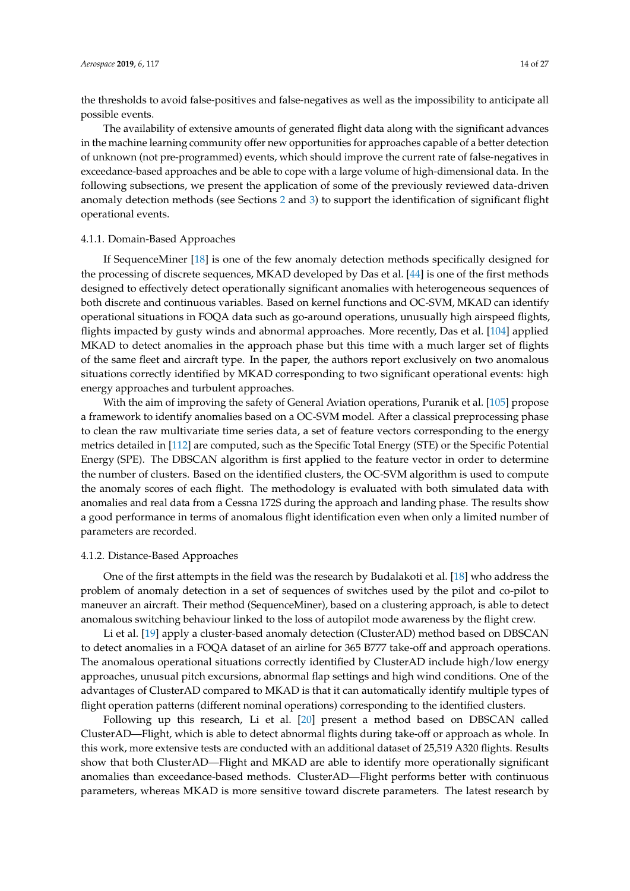the thresholds to avoid false-positives and false-negatives as well as the impossibility to anticipate all possible events.

The availability of extensive amounts of generated flight data along with the significant advances in the machine learning community offer new opportunities for approaches capable of a better detection of unknown (not pre-programmed) events, which should improve the current rate of false-negatives in exceedance-based approaches and be able to cope with a large volume of high-dimensional data. In the following subsections, we present the application of some of the previously reviewed data-driven anomaly detection methods (see Sections 2 and 3) to support the identification of significant flight operational events.

#### 4.1.1. Domain-Based Approaches

If SequenceMiner [18] is one of the few anomaly detection methods specifically designed for the processing of discrete sequences, MKAD developed by Das et al. [44] is one of the first methods designed to effectively detect operationally significant anomalies with heterogeneous sequences of both discrete and continuous variables. Based on kernel functions and OC-SVM, MKAD can identify operational situations in FOQA data such as go-around operations, unusually high airspeed flights, flights impacted by gusty winds and abnormal approaches. More recently, Das et al. [104] applied MKAD to detect anomalies in the approach phase but this time with a much larger set of flights of the same fleet and aircraft type. In the paper, the authors report exclusively on two anomalous situations correctly identified by MKAD corresponding to two significant operational events: high energy approaches and turbulent approaches.

With the aim of improving the safety of General Aviation operations, Puranik et al. [105] propose a framework to identify anomalies based on a OC-SVM model. After a classical preprocessing phase to clean the raw multivariate time series data, a set of feature vectors corresponding to the energy metrics detailed in [112] are computed, such as the Specific Total Energy (STE) or the Specific Potential Energy (SPE). The DBSCAN algorithm is first applied to the feature vector in order to determine the number of clusters. Based on the identified clusters, the OC-SVM algorithm is used to compute the anomaly scores of each flight. The methodology is evaluated with both simulated data with anomalies and real data from a Cessna 172S during the approach and landing phase. The results show a good performance in terms of anomalous flight identification even when only a limited number of parameters are recorded.

#### 4.1.2. Distance-Based Approaches

One of the first attempts in the field was the research by Budalakoti et al. [18] who address the problem of anomaly detection in a set of sequences of switches used by the pilot and co-pilot to maneuver an aircraft. Their method (SequenceMiner), based on a clustering approach, is able to detect anomalous switching behaviour linked to the loss of autopilot mode awareness by the flight crew.

Li et al. [19] apply a cluster-based anomaly detection (ClusterAD) method based on DBSCAN to detect anomalies in a FOQA dataset of an airline for 365 B777 take-off and approach operations. The anomalous operational situations correctly identified by ClusterAD include high/low energy approaches, unusual pitch excursions, abnormal flap settings and high wind conditions. One of the advantages of ClusterAD compared to MKAD is that it can automatically identify multiple types of flight operation patterns (different nominal operations) corresponding to the identified clusters.

Following up this research, Li et al. [20] present a method based on DBSCAN called ClusterAD—Flight, which is able to detect abnormal flights during take-off or approach as whole. In this work, more extensive tests are conducted with an additional dataset of 25,519 A320 flights. Results show that both ClusterAD—Flight and MKAD are able to identify more operationally significant anomalies than exceedance-based methods. ClusterAD—Flight performs better with continuous parameters, whereas MKAD is more sensitive toward discrete parameters. The latest research by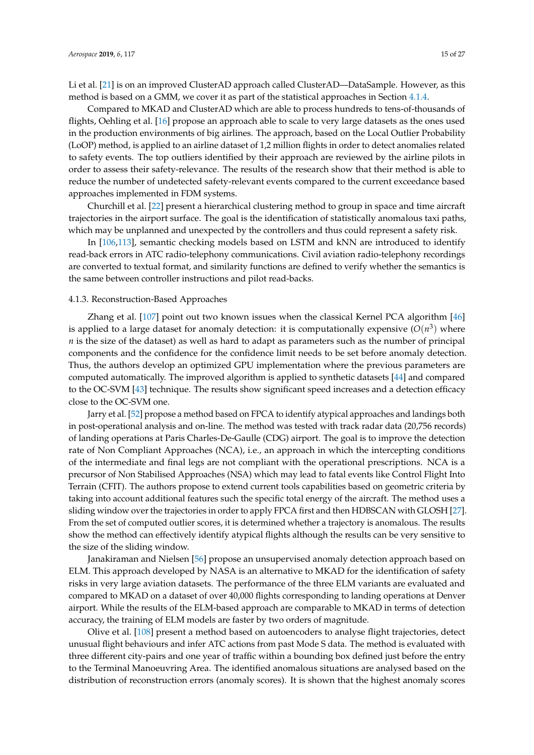Li et al. [21] is on an improved ClusterAD approach called ClusterAD—DataSample. However, as this method is based on a GMM, we cover it as part of the statistical approaches in Section 4.1.4.

Compared to MKAD and ClusterAD which are able to process hundreds to tens-of-thousands of flights, Oehling et al. [16] propose an approach able to scale to very large datasets as the ones used in the production environments of big airlines. The approach, based on the Local Outlier Probability (LoOP) method, is applied to an airline dataset of 1,2 million flights in order to detect anomalies related to safety events. The top outliers identified by their approach are reviewed by the airline pilots in order to assess their safety-relevance. The results of the research show that their method is able to reduce the number of undetected safety-relevant events compared to the current exceedance based approaches implemented in FDM systems.

Churchill et al. [22] present a hierarchical clustering method to group in space and time aircraft trajectories in the airport surface. The goal is the identification of statistically anomalous taxi paths, which may be unplanned and unexpected by the controllers and thus could represent a safety risk.

In [106,113], semantic checking models based on LSTM and kNN are introduced to identify read-back errors in ATC radio-telephony communications. Civil aviation radio-telephony recordings are converted to textual format, and similarity functions are defined to verify whether the semantics is the same between controller instructions and pilot read-backs.

#### 4.1.3. Reconstruction-Based Approaches

Zhang et al. [107] point out two known issues when the classical Kernel PCA algorithm [46] is applied to a large dataset for anomaly detection: it is computationally expensive ($O(n^3)$ where $n$ is the size of the dataset) as well as hard to adapt as parameters such as the number of principal components and the confidence for the confidence limit needs to be set before anomaly detection. Thus, the authors develop an optimized GPU implementation where the previous parameters are computed automatically. The improved algorithm is applied to synthetic datasets [44] and compared to the OC-SVM [43] technique. The results show significant speed increases and a detection efficacy close to the OC-SVM one.

Jarry et al. [52] propose a method based on FPCA to identify atypical approaches and landings both in post-operational analysis and on-line. The method was tested with track radar data (20,756 records) of landing operations at Paris Charles-De-Gaulle (CDG) airport. The goal is to improve the detection rate of Non Compliant Approaches (NCA), i.e., an approach in which the intercepting conditions of the intermediate and final legs are not compliant with the operational prescriptions. NCA is a precursor of Non Stabilised Approaches (NSA) which may lead to fatal events like Control Flight Into Terrain (CFIT). The authors propose to extend current tools capabilities based on geometric criteria by taking into account additional features such the specific total energy of the aircraft. The method uses a sliding window over the trajectories in order to apply FPCA first and then HDBSCAN with GLOSH [27]. From the set of computed outlier scores, it is determined whether a trajectory is anomalous. The results show the method can effectively identify atypical flights although the results can be very sensitive to the size of the sliding window.

Janakiraman and Nielsen [56] propose an unsupervised anomaly detection approach based on ELM. This approach developed by NASA is an alternative to MKAD for the identification of safety risks in very large aviation datasets. The performance of the three ELM variants are evaluated and compared to MKAD on a dataset of over 40,000 flights corresponding to landing operations at Denver airport. While the results of the ELM-based approach are comparable to MKAD in terms of detection accuracy, the training of ELM models are faster by two orders of magnitude.

Olive et al. [108] present a method based on autoencoders to analyse flight trajectories, detect unusual flight behaviours and infer ATC actions from past Mode S data. The method is evaluated with three different city-pairs and one year of traffic within a bounding box defined just before the entry to the Terminal Manoeuvring Area. The identified anomalous situations are analysed based on the distribution of reconstruction errors (anomaly scores). It is shown that the highest anomaly scores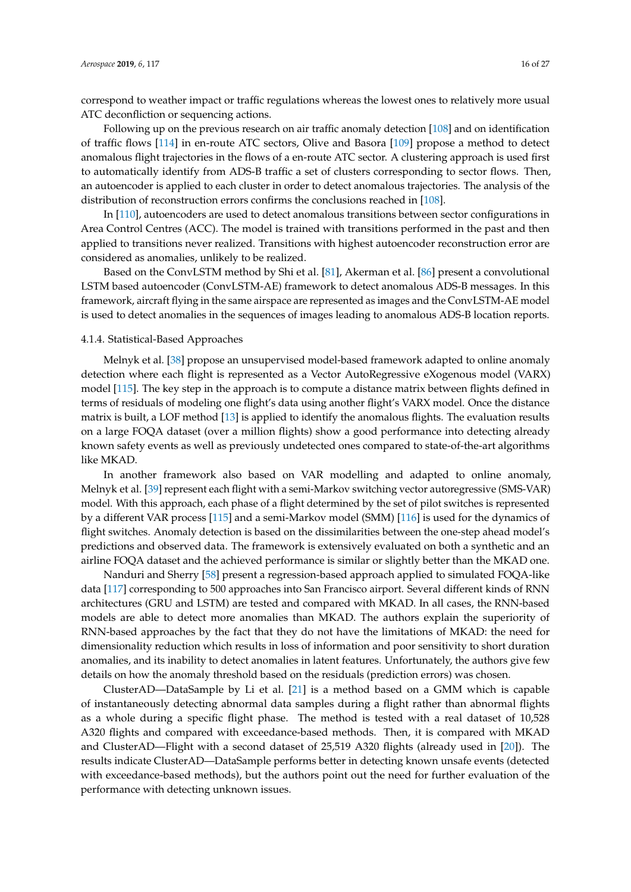correspond to weather impact or traffic regulations whereas the lowest ones to relatively more usual ATC deconfliction or sequencing actions.

Following up on the previous research on air traffic anomaly detection [108] and on identification of traffic flows [114] in en-route ATC sectors, Olive and Basora [109] propose a method to detect anomalous flight trajectories in the flows of a en-route ATC sector. A clustering approach is used first to automatically identify from ADS-B traffic a set of clusters corresponding to sector flows. Then, an autoencoder is applied to each cluster in order to detect anomalous trajectories. The analysis of the distribution of reconstruction errors confirms the conclusions reached in [108].

In [110], autoencoders are used to detect anomalous transitions between sector configurations in Area Control Centres (ACC). The model is trained with transitions performed in the past and then applied to transitions never realized. Transitions with highest autoencoder reconstruction error are considered as anomalies, unlikely to be realized.

Based on the ConvLSTM method by Shi et al. [81], Akerman et al. [86] present a convolutional LSTM based autoencoder (ConvLSTM-AE) framework to detect anomalous ADS-B messages. In this framework, aircraft flying in the same airspace are represented as images and the ConvLSTM-AE model is used to detect anomalies in the sequences of images leading to anomalous ADS-B location reports.

#### 4.1.4. Statistical-Based Approaches

Melnyk et al. [38] propose an unsupervised model-based framework adapted to online anomaly detection where each flight is represented as a Vector AutoRegressive eXogenous model (VARX) model [115]. The key step in the approach is to compute a distance matrix between flights defined in terms of residuals of modeling one flight's data using another flight's VARX model. Once the distance matrix is built, a LOF method [13] is applied to identify the anomalous flights. The evaluation results on a large FOQA dataset (over a million flights) show a good performance into detecting already known safety events as well as previously undetected ones compared to state-of-the-art algorithms like MKAD.

In another framework also based on VAR modelling and adapted to online anomaly, Melnyk et al. [39] represent each flight with a semi-Markov switching vector autoregressive (SMS-VAR) model. With this approach, each phase of a flight determined by the set of pilot switches is represented by a different VAR process [115] and a semi-Markov model (SMM) [116] is used for the dynamics of flight switches. Anomaly detection is based on the dissimilarities between the one-step ahead model's predictions and observed data. The framework is extensively evaluated on both a synthetic and an airline FOQA dataset and the achieved performance is similar or slightly better than the MKAD one.

Nanduri and Sherry [58] present a regression-based approach applied to simulated FOQA-like data [117] corresponding to 500 approaches into San Francisco airport. Several different kinds of RNN architectures (GRU and LSTM) are tested and compared with MKAD. In all cases, the RNN-based models are able to detect more anomalies than MKAD. The authors explain the superiority of RNN-based approaches by the fact that they do not have the limitations of MKAD: the need for dimensionality reduction which results in loss of information and poor sensitivity to short duration anomalies, and its inability to detect anomalies in latent features. Unfortunately, the authors give few details on how the anomaly threshold based on the residuals (prediction errors) was chosen.

ClusterAD—DataSample by Li et al. [21] is a method based on a GMM which is capable of instantaneously detecting abnormal data samples during a flight rather than abnormal flights as a whole during a specific flight phase. The method is tested with a real dataset of 10,528 A320 flights and compared with exceedance-based methods. Then, it is compared with MKAD and ClusterAD—Flight with a second dataset of 25,519 A320 flights (already used in [20]). The results indicate ClusterAD—DataSample performs better in detecting known unsafe events (detected with exceedance-based methods), but the authors point out the need for further evaluation of the performance with detecting unknown issues.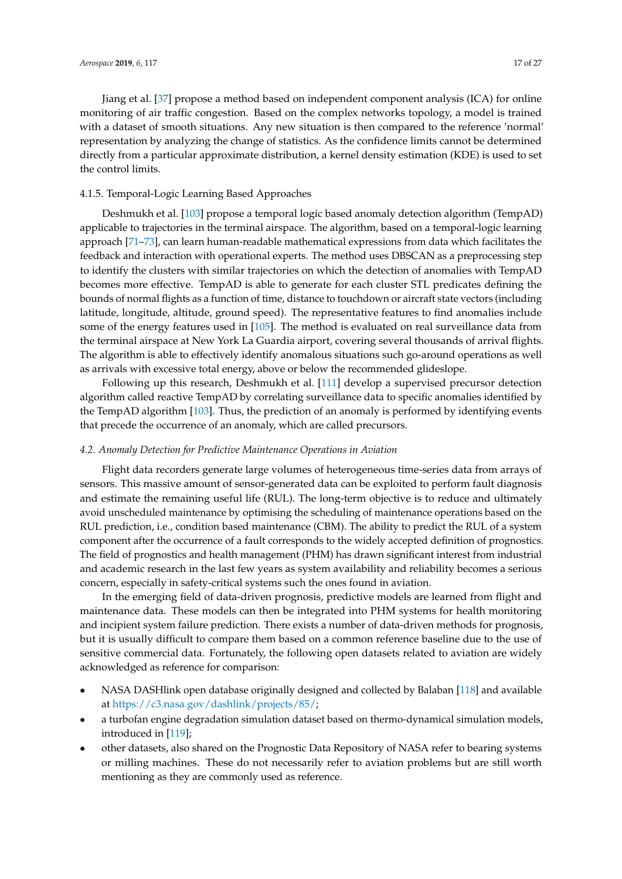Jiang et al. [37] propose a method based on independent component analysis (ICA) for online monitoring of air traffic congestion. Based on the complex networks topology, a model is trained with a dataset of smooth situations. Any new situation is then compared to the reference 'normal' representation by analyzing the change of statistics. As the confidence limits cannot be determined directly from a particular approximate distribution, a kernel density estimation (KDE) is used to set the control limits.

#### 4.1.5. Temporal-Logic Learning Based Approaches

Deshmukh et al. [103] propose a temporal logic based anomaly detection algorithm (TempAD) applicable to trajectories in the terminal airspace. The algorithm, based on a temporal-logic learning approach [71–73], can learn human-readable mathematical expressions from data which facilitates the feedback and interaction with operational experts. The method uses DBSCAN as a preprocessing step to identify the clusters with similar trajectories on which the detection of anomalies with TempAD becomes more effective. TempAD is able to generate for each cluster STL predicates defining the bounds of normal flights as a function of time, distance to touchdown or aircraft state vectors (including latitude, longitude, altitude, ground speed). The representative features to find anomalies include some of the energy features used in [105]. The method is evaluated on real surveillance data from the terminal airspace at New York La Guardia airport, covering several thousands of arrival flights. The algorithm is able to effectively identify anomalous situations such go-around operations as well as arrivals with excessive total energy, above or below the recommended glideslope.

Following up this research, Deshmukh et al. [111] develop a supervised precursor detection algorithm called reactive TempAD by correlating surveillance data to specific anomalies identified by the TempAD algorithm [103]. Thus, the prediction of an anomaly is performed by identifying events that precede the occurrence of an anomaly, which are called precursors.

### *4.2. Anomaly Detection for Predictive Maintenance Operations in Aviation*

Flight data recorders generate large volumes of heterogeneous time-series data from arrays of sensors. This massive amount of sensor-generated data can be exploited to perform fault diagnosis and estimate the remaining useful life (RUL). The long-term objective is to reduce and ultimately avoid unscheduled maintenance by optimising the scheduling of maintenance operations based on the RUL prediction, i.e., condition based maintenance (CBM). The ability to predict the RUL of a system component after the occurrence of a fault corresponds to the widely accepted definition of prognostics. The field of prognostics and health management (PHM) has drawn significant interest from industrial and academic research in the last few years as system availability and reliability becomes a serious concern, especially in safety-critical systems such the ones found in aviation.

In the emerging field of data-driven prognosis, predictive models are learned from flight and maintenance data. These models can then be integrated into PHM systems for health monitoring and incipient system failure prediction. There exists a number of data-driven methods for prognosis, but it is usually difficult to compare them based on a common reference baseline due to the use of sensitive commercial data. Fortunately, the following open datasets related to aviation are widely acknowledged as reference for comparison:

- NASA DASHlink open database originally designed and collected by Balaban [118] and available at https://c3.nasa.gov/dashlink/projects/85/;
- a turbofan engine degradation simulation dataset based on thermo-dynamical simulation models, introduced in [119];
- other datasets, also shared on the Prognostic Data Repository of NASA refer to bearing systems or milling machines. These do not necessarily refer to aviation problems but are still worth mentioning as they are commonly used as reference.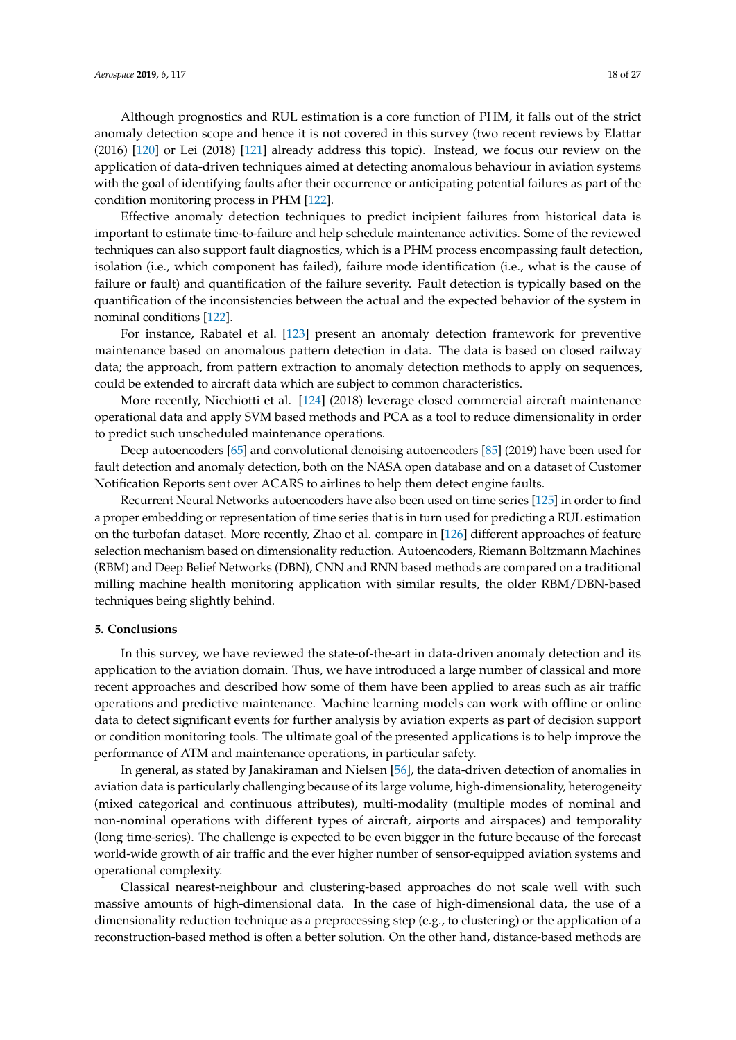Although prognostics and RUL estimation is a core function of PHM, it falls out of the strict anomaly detection scope and hence it is not covered in this survey (two recent reviews by Elattar (2016) [120] or Lei (2018) [121] already address this topic). Instead, we focus our review on the application of data-driven techniques aimed at detecting anomalous behaviour in aviation systems with the goal of identifying faults after their occurrence or anticipating potential failures as part of the condition monitoring process in PHM [122].

Effective anomaly detection techniques to predict incipient failures from historical data is important to estimate time-to-failure and help schedule maintenance activities. Some of the reviewed techniques can also support fault diagnostics, which is a PHM process encompassing fault detection, isolation (i.e., which component has failed), failure mode identification (i.e., what is the cause of failure or fault) and quantification of the failure severity. Fault detection is typically based on the quantification of the inconsistencies between the actual and the expected behavior of the system in nominal conditions [122].

For instance, Rabatel et al. [123] present an anomaly detection framework for preventive maintenance based on anomalous pattern detection in data. The data is based on closed railway data; the approach, from pattern extraction to anomaly detection methods to apply on sequences, could be extended to aircraft data which are subject to common characteristics.

More recently, Nicchiotti et al. [124] (2018) leverage closed commercial aircraft maintenance operational data and apply SVM based methods and PCA as a tool to reduce dimensionality in order to predict such unscheduled maintenance operations.

Deep autoencoders [65] and convolutional denoising autoencoders [85] (2019) have been used for fault detection and anomaly detection, both on the NASA open database and on a dataset of Customer Notification Reports sent over ACARS to airlines to help them detect engine faults.

Recurrent Neural Networks autoencoders have also been used on time series [125] in order to find a proper embedding or representation of time series that is in turn used for predicting a RUL estimation on the turbofan dataset. More recently, Zhao et al. compare in [126] different approaches of feature selection mechanism based on dimensionality reduction. Autoencoders, Riemann Boltzmann Machines (RBM) and Deep Belief Networks (DBN), CNN and RNN based methods are compared on a traditional milling machine health monitoring application with similar results, the older RBM/DBN-based techniques being slightly behind.

## 5. Conclusions

In this survey, we have reviewed the state-of-the-art in data-driven anomaly detection and its application to the aviation domain. Thus, we have introduced a large number of classical and more recent approaches and described how some of them have been applied to areas such as air traffic operations and predictive maintenance. Machine learning models can work with offline or online data to detect significant events for further analysis by aviation experts as part of decision support or condition monitoring tools. The ultimate goal of the presented applications is to help improve the performance of ATM and maintenance operations, in particular safety.

In general, as stated by Janakiraman and Nielsen [56], the data-driven detection of anomalies in aviation data is particularly challenging because of its large volume, high-dimensionality, heterogeneity (mixed categorical and continuous attributes), multi-modality (multiple modes of nominal and non-nominal operations with different types of aircraft, airports and airspaces) and temporality (long time-series). The challenge is expected to be even bigger in the future because of the forecast world-wide growth of air traffic and the ever higher number of sensor-equipped aviation systems and operational complexity.

Classical nearest-neighbour and clustering-based approaches do not scale well with such massive amounts of high-dimensional data. In the case of high-dimensional data, the use of a dimensionality reduction technique as a preprocessing step (e.g., to clustering) or the application of a reconstruction-based method is often a better solution. On the other hand, distance-based methods are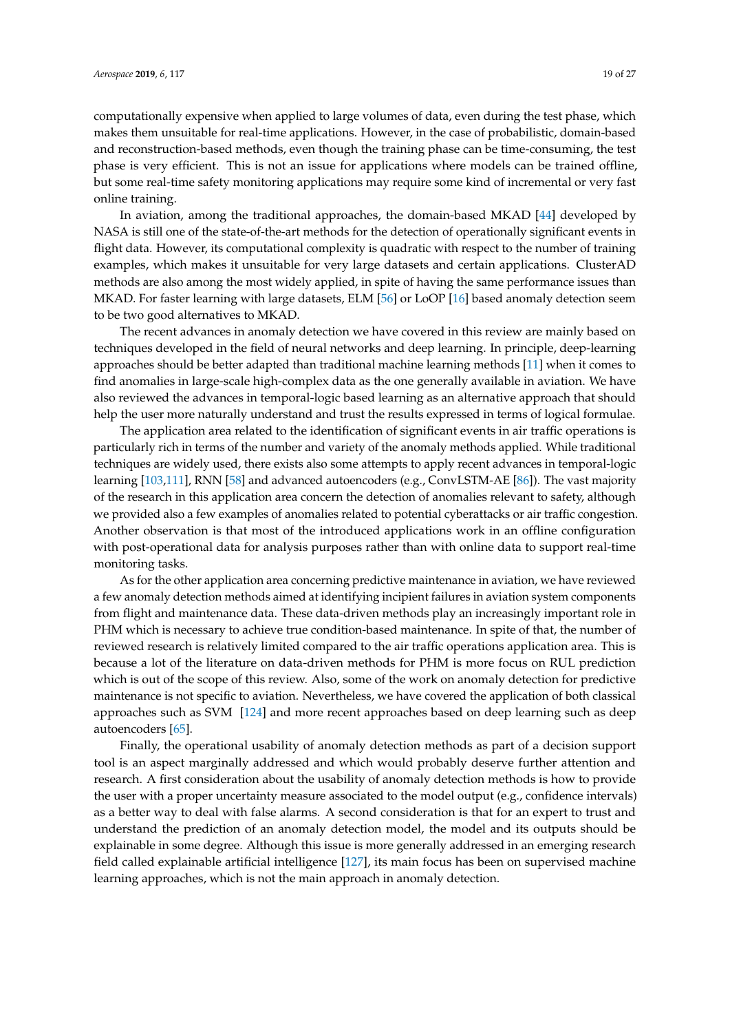computationally expensive when applied to large volumes of data, even during the test phase, which makes them unsuitable for real-time applications. However, in the case of probabilistic, domain-based and reconstruction-based methods, even though the training phase can be time-consuming, the test phase is very efficient. This is not an issue for applications where models can be trained offline, but some real-time safety monitoring applications may require some kind of incremental or very fast online training.

In aviation, among the traditional approaches, the domain-based MKAD [44] developed by NASA is still one of the state-of-the-art methods for the detection of operationally significant events in flight data. However, its computational complexity is quadratic with respect to the number of training examples, which makes it unsuitable for very large datasets and certain applications. ClusterAD methods are also among the most widely applied, in spite of having the same performance issues than MKAD. For faster learning with large datasets, ELM [56] or LoOP [16] based anomaly detection seem to be two good alternatives to MKAD.

The recent advances in anomaly detection we have covered in this review are mainly based on techniques developed in the field of neural networks and deep learning. In principle, deep-learning approaches should be better adapted than traditional machine learning methods [11] when it comes to find anomalies in large-scale high-complex data as the one generally available in aviation. We have also reviewed the advances in temporal-logic based learning as an alternative approach that should help the user more naturally understand and trust the results expressed in terms of logical formulae.

The application area related to the identification of significant events in air traffic operations is particularly rich in terms of the number and variety of the anomaly methods applied. While traditional techniques are widely used, there exists also some attempts to apply recent advances in temporal-logic learning [103,111], RNN [58] and advanced autoencoders (e.g., ConvLSTM-AE [86]). The vast majority of the research in this application area concern the detection of anomalies relevant to safety, although we provided also a few examples of anomalies related to potential cyberattacks or air traffic congestion. Another observation is that most of the introduced applications work in an offline configuration with post-operational data for analysis purposes rather than with online data to support real-time monitoring tasks.

As for the other application area concerning predictive maintenance in aviation, we have reviewed a few anomaly detection methods aimed at identifying incipient failures in aviation system components from flight and maintenance data. These data-driven methods play an increasingly important role in PHM which is necessary to achieve true condition-based maintenance. In spite of that, the number of reviewed research is relatively limited compared to the air traffic operations application area. This is because a lot of the literature on data-driven methods for PHM is more focus on RUL prediction which is out of the scope of this review. Also, some of the work on anomaly detection for predictive maintenance is not specific to aviation. Nevertheless, we have covered the application of both classical approaches such as SVM [124] and more recent approaches based on deep learning such as deep autoencoders [65].

Finally, the operational usability of anomaly detection methods as part of a decision support tool is an aspect marginally addressed and which would probably deserve further attention and research. A first consideration about the usability of anomaly detection methods is how to provide the user with a proper uncertainty measure associated to the model output (e.g., confidence intervals) as a better way to deal with false alarms. A second consideration is that for an expert to trust and understand the prediction of an anomaly detection model, the model and its outputs should be explainable in some degree. Although this issue is more generally addressed in an emerging research field called explainable artificial intelligence [127], its main focus has been on supervised machine learning approaches, which is not the main approach in anomaly detection.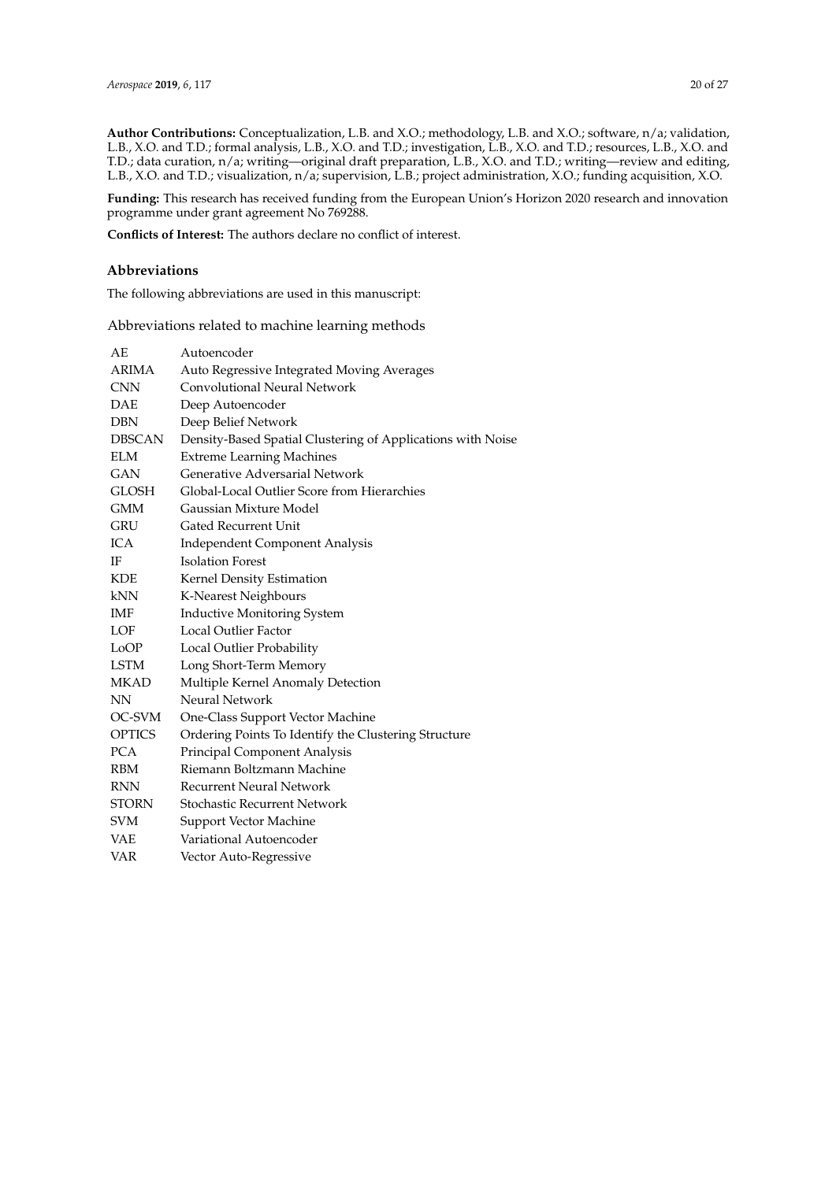**Author Contributions:** Conceptualization, L.B. and X.O.; methodology, L.B. and X.O.; software, n/a; validation, L.B., X.O. and T.D.; formal analysis, L.B., X.O. and T.D.; investigation, L.B., X.O. and T.D.; resources, L.B., X.O. and T.D.; data curation, n/a; writing—original draft preparation, L.B., X.O. and T.D.; writing—review and editing, L.B., X.O. and T.D.; visualization, n/a; supervision, L.B.; project administration, X.O.; funding acquisition, X.O.

**Funding:** This research has received funding from the European Union's Horizon 2020 research and innovation programme under grant agreement No 769288.

**Conflicts of Interest:** The authors declare no conflict of interest.

## Abbreviations

The following abbreviations are used in this manuscript:

Abbreviations related to machine learning methods

| | |
|---|---|
| AE | Autoencoder |
| ARIMA | Auto Regressive Integrated Moving Averages |
| CNN | Convolutional Neural Network |
| DAE | Deep Autoencoder |
| DBN | Deep Belief Network |
| DBSCAN | Density-Based Spatial Clustering of Applications with Noise |
| ELM | Extreme Learning Machines |
| GAN | Generative Adversarial Network |
| GLOSH | Global-Local Outlier Score from Hierarchies |
| GMM | Gaussian Mixture Model |
| GRU | Gated Recurrent Unit |
| ICA | Independent Component Analysis |
| IF | Isolation Forest |
| KDE | Kernel Density Estimation |
| kNN | K-Nearest Neighbours |
| IMF | Inductive Monitoring System |
| LOF | Local Outlier Factor |
| LoOP | Local Outlier Probability |
| LSTM | Long Short-Term Memory |
| MKAD | Multiple Kernel Anomaly Detection |
| NN | Neural Network |
| OC-SVM | One-Class Support Vector Machine |
| OPTICS | Ordering Points To Identify the Clustering Structure |
| PCA | Principal Component Analysis |
| RBM | Riemann Boltzmann Machine |
| RNN | Recurrent Neural Network |
| STORN | Stochastic Recurrent Network |
| SVM | Support Vector Machine |
| VAE | Variational Autoencoder |
| VAR | Vector Auto-Regressive |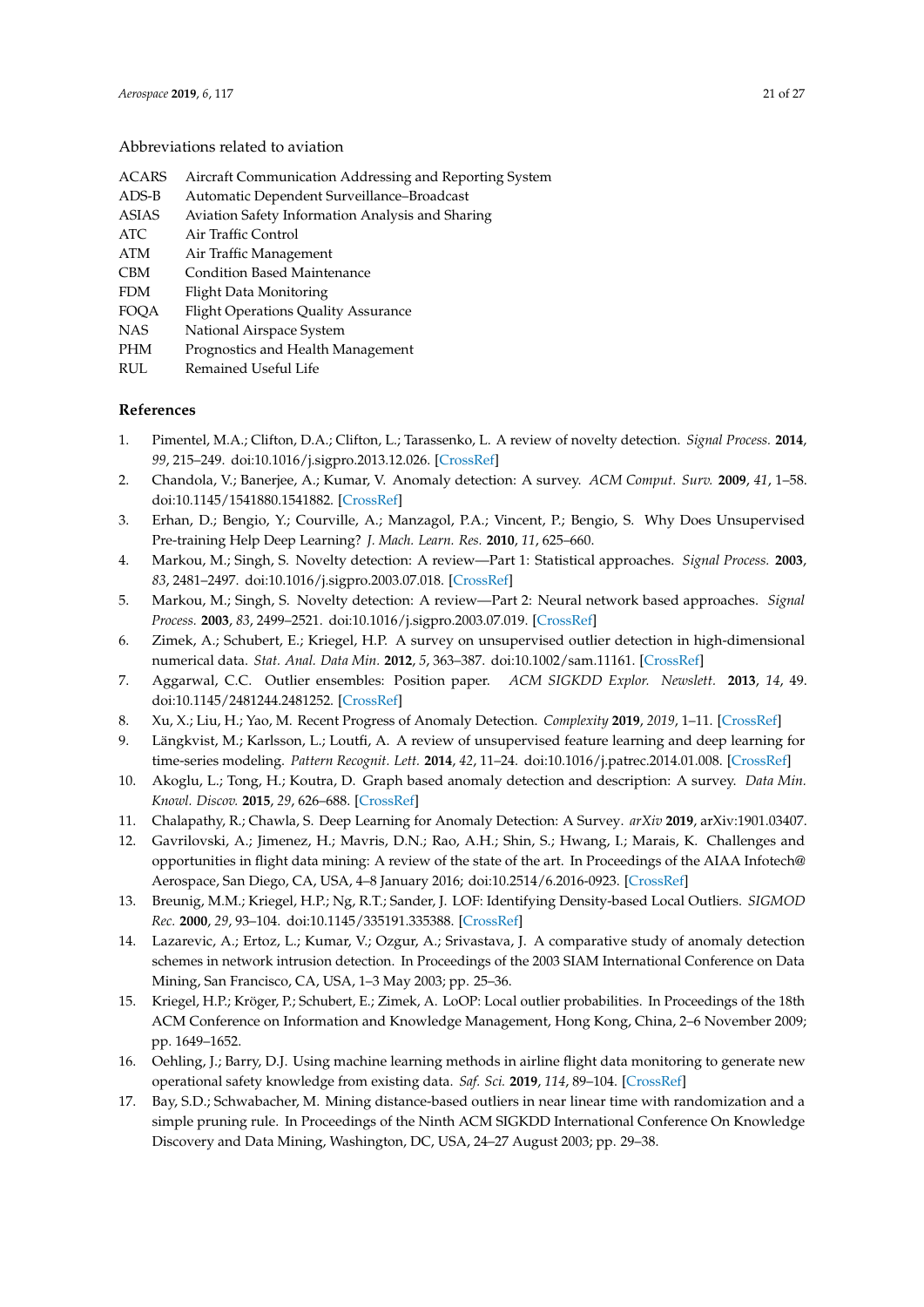Abbreviations related to aviation

| | |
|---|---|
| ACARS | Aircraft Communication Addressing and Reporting System |
| ADS-B | Automatic Dependent Surveillance–Broadcast |
| ASIAS | Aviation Safety Information Analysis and Sharing |
| ATC | Air Traffic Control |
| ATM | Air Traffic Management |
| CBM | Condition Based Maintenance |
| FDM | Flight Data Monitoring |
| FOQA | Flight Operations Quality Assurance |
| NAS | National Airspace System |
| PHM | Prognostics and Health Management |
| RUL | Remained Useful Life |

## References

1. Pimentel, M.A.; Clifton, D.A.; Clifton, L.; Tarassenko, L. A review of novelty detection. *Signal Process.* **2014**, *99*, 215–249. doi:10.1016/j.sigpro.2013.12.026. [CrossRef]
2. Chandola, V.; Banerjee, A.; Kumar, V. Anomaly detection: A survey. *ACM Comput. Surv.* **2009**, *41*, 1–58. doi:10.1145/1541880.1541882. [CrossRef]
3. Erhan, D.; Bengio, Y.; Courville, A.; Manzagol, P.A.; Vincent, P.; Bengio, S. Why Does Unsupervised Pre-training Help Deep Learning? *J. Mach. Learn. Res.* **2010**, *11*, 625–660.
4. Markou, M.; Singh, S. Novelty detection: A review—Part 1: Statistical approaches. *Signal Process.* **2003**, *83*, 2481–2497. doi:10.1016/j.sigpro.2003.07.018. [CrossRef]
5. Markou, M.; Singh, S. Novelty detection: A review—Part 2: Neural network based approaches. *Signal Process.* **2003**, *83*, 2499–2521. doi:10.1016/j.sigpro.2003.07.019. [CrossRef]
6. Zimek, A.; Schubert, E.; Kriegel, H.P. A survey on unsupervised outlier detection in high-dimensional numerical data. *Stat. Anal. Data Min.* **2012**, *5*, 363–387. doi:10.1002/sam.11161. [CrossRef]
7. Aggarwal, C.C. Outlier ensembles: Position paper. *ACM SIGKDD Explor. Newslett.* **2013**, *14*, 49. doi:10.1145/2481244.2481252. [CrossRef]
8. Xu, X.; Liu, H.; Yao, M. Recent Progress of Anomaly Detection. *Complexity* **2019**, *2019*, 1–11. [CrossRef]
9. Längkvist, M.; Karlsson, L.; Loutfi, A. A review of unsupervised feature learning and deep learning for time-series modeling. *Pattern Recognit. Lett.* **2014**, *42*, 11–24. doi:10.1016/j.patrec.2014.01.008. [CrossRef]
10. Akoglu, L.; Tong, H.; Koutra, D. Graph based anomaly detection and description: A survey. *Data Min. Knowl. Discov.* **2015**, *29*, 626–688. [CrossRef]
11. Chalapathy, R.; Chawla, S. Deep Learning for Anomaly Detection: A Survey. *arXiv* **2019**, arXiv:1901.03407.
12. Gavrilovski, A.; Jimenez, H.; Mavris, D.N.; Rao, A.H.; Shin, S.; Hwang, I.; Marais, K. Challenges and opportunities in flight data mining: A review of the state of the art. In Proceedings of the AIAA Infotech@ Aerospace, San Diego, CA, USA, 4–8 January 2016; doi:10.2514/6.2016-0923. [CrossRef]
13. Breunig, M.M.; Kriegel, H.P.; Ng, R.T.; Sander, J. LOF: Identifying Density-based Local Outliers. *SIGMOD Rec.* **2000**, *29*, 93–104. doi:10.1145/335191.335388. [CrossRef]
14. Lazarevic, A.; Ertoz, L.; Kumar, V.; Ozgur, A.; Srivastava, J. A comparative study of anomaly detection schemes in network intrusion detection. In Proceedings of the 2003 SIAM International Conference on Data Mining, San Francisco, CA, USA, 1–3 May 2003; pp. 25–36.
15. Kriegel, H.P.; Kröger, P.; Schubert, E.; Zimek, A. LoOP: Local outlier probabilities. In Proceedings of the 18th ACM Conference on Information and Knowledge Management, Hong Kong, China, 2–6 November 2009; pp. 1649–1652.
16. Oehling, J.; Barry, D.J. Using machine learning methods in airline flight data monitoring to generate new operational safety knowledge from existing data. *Saf. Sci.* **2019**, *114*, 89–104. [CrossRef]
17. Bay, S.D.; Schwabacher, M. Mining distance-based outliers in near linear time with randomization and a simple pruning rule. In Proceedings of the Ninth ACM SIGKDD International Conference On Knowledge Discovery and Data Mining, Washington, DC, USA, 24–27 August 2003; pp. 29–38.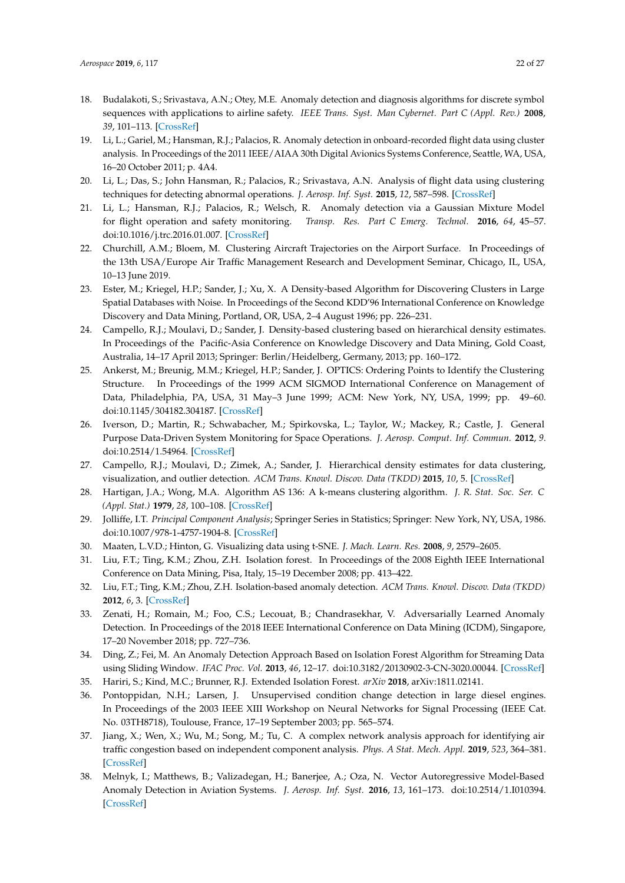18. Budalakoti, S.; Srivastava, A.N.; Otey, M.E. Anomaly detection and diagnosis algorithms for discrete symbol sequences with applications to airline safety. *IEEE Trans. Syst. Man Cybernet. Part C (Appl. Rev.)* **2008**, *39*, 101–113. [CrossRef]
19. Li, L.; Gariel, M.; Hansman, R.J.; Palacios, R. Anomaly detection in onboard-recorded flight data using cluster analysis. In Proceedings of the 2011 IEEE/AIAA 30th Digital Avionics Systems Conference, Seattle, WA, USA, 16–20 October 2011; p. 4A4.
20. Li, L.; Das, S.; John Hansman, R.; Palacios, R.; Srivastava, A.N. Analysis of flight data using clustering techniques for detecting abnormal operations. *J. Aerosp. Inf. Syst.* **2015**, *12*, 587–598. [CrossRef]
21. Li, L.; Hansman, R.J.; Palacios, R.; Welsch, R. Anomaly detection via a Gaussian Mixture Model for flight operation and safety monitoring. *Transp. Res. Part C Emerg. Technol.* **2016**, *64*, 45–57. doi:10.1016/j.trc.2016.01.007. [CrossRef]
22. Churchill, A.M.; Bloem, M. Clustering Aircraft Trajectories on the Airport Surface. In Proceedings of the 13th USA/Europe Air Traffic Management Research and Development Seminar, Chicago, IL, USA, 10–13 June 2019.
23. Ester, M.; Kriegel, H.P.; Sander, J.; Xu, X. A Density-based Algorithm for Discovering Clusters in Large Spatial Databases with Noise. In Proceedings of the Second KDD'96 International Conference on Knowledge Discovery and Data Mining, Portland, OR, USA, 2–4 August 1996; pp. 226–231.
24. Campello, R.J.; Moulavi, D.; Sander, J. Density-based clustering based on hierarchical density estimates. In Proceedings of the Pacific-Asia Conference on Knowledge Discovery and Data Mining, Gold Coast, Australia, 14–17 April 2013; Springer: Berlin/Heidelberg, Germany, 2013; pp. 160–172.
25. Ankerst, M.; Breunig, M.M.; Kriegel, H.P.; Sander, J. OPTICS: Ordering Points to Identify the Clustering Structure. In Proceedings of the 1999 ACM SIGMOD International Conference on Management of Data, Philadelphia, PA, USA, 31 May–3 June 1999; ACM: New York, NY, USA, 1999; pp. 49–60. doi:10.1145/304182.304187. [CrossRef]
26. Iverson, D.; Martin, R.; Schwabacher, M.; Spirkovska, L.; Taylor, W.; Mackey, R.; Castle, J. General Purpose Data-Driven System Monitoring for Space Operations. *J. Aerosp. Comput. Inf. Commun.* **2012**, *9*. doi:10.2514/1.54964. [CrossRef]
27. Campello, R.J.; Moulavi, D.; Zimek, A.; Sander, J. Hierarchical density estimates for data clustering, visualization, and outlier detection. *ACM Trans. Knowl. Discov. Data (TKDD)* **2015**, *10*, 5. [CrossRef]
28. Hartigan, J.A.; Wong, M.A. Algorithm AS 136: A k-means clustering algorithm. *J. R. Stat. Soc. Ser. C (Appl. Stat.)* **1979**, *28*, 100–108. [CrossRef]
29. Jolliffe, I.T. *Principal Component Analysis*; Springer Series in Statistics; Springer: New York, NY, USA, 1986. doi:10.1007/978-1-4757-1904-8. [CrossRef]
30. Maaten, L.V.D.; Hinton, G. Visualizing data using t-SNE. *J. Mach. Learn. Res.* **2008**, *9*, 2579–2605.
31. Liu, F.T.; Ting, K.M.; Zhou, Z.H. Isolation forest. In Proceedings of the 2008 Eighth IEEE International Conference on Data Mining, Pisa, Italy, 15–19 December 2008; pp. 413–422.
32. Liu, F.T.; Ting, K.M.; Zhou, Z.H. Isolation-based anomaly detection. *ACM Trans. Knowl. Discov. Data (TKDD)* **2012**, *6*, 3. [CrossRef]
33. Zenati, H.; Romain, M.; Foo, C.S.; Lecouat, B.; Chandrasekhar, V. Adversarially Learned Anomaly Detection. In Proceedings of the 2018 IEEE International Conference on Data Mining (ICDM), Singapore, 17–20 November 2018; pp. 727–736.
34. Ding, Z.; Fei, M. An Anomaly Detection Approach Based on Isolation Forest Algorithm for Streaming Data using Sliding Window. *IFAC Proc. Vol.* **2013**, *46*, 12–17. doi:10.3182/20130902-3-CN-3020.00044. [CrossRef]
35. Hariri, S.; Kind, M.C.; Brunner, R.J. Extended Isolation Forest. *arXiv* **2018**, arXiv:1811.02141.
36. Pontoppidan, N.H.; Larsen, J. Unsupervised condition change detection in large diesel engines. In Proceedings of the 2003 IEEE XIII Workshop on Neural Networks for Signal Processing (IEEE Cat. No. 03TH8718), Toulouse, France, 17–19 September 2003; pp. 565–574.
37. Jiang, X.; Wen, X.; Wu, M.; Song, M.; Tu, C. A complex network analysis approach for identifying air traffic congestion based on independent component analysis. *Phys. A Stat. Mech. Appl.* **2019**, *523*, 364–381. [CrossRef]
38. Melnyk, I.; Matthews, B.; Valizadegan, H.; Banerjee, A.; Oza, N. Vector Autoregressive Model-Based Anomaly Detection in Aviation Systems. *J. Aerosp. Inf. Syst.* **2016**, *13*, 161–173. doi:10.2514/1.I010394. [CrossRef]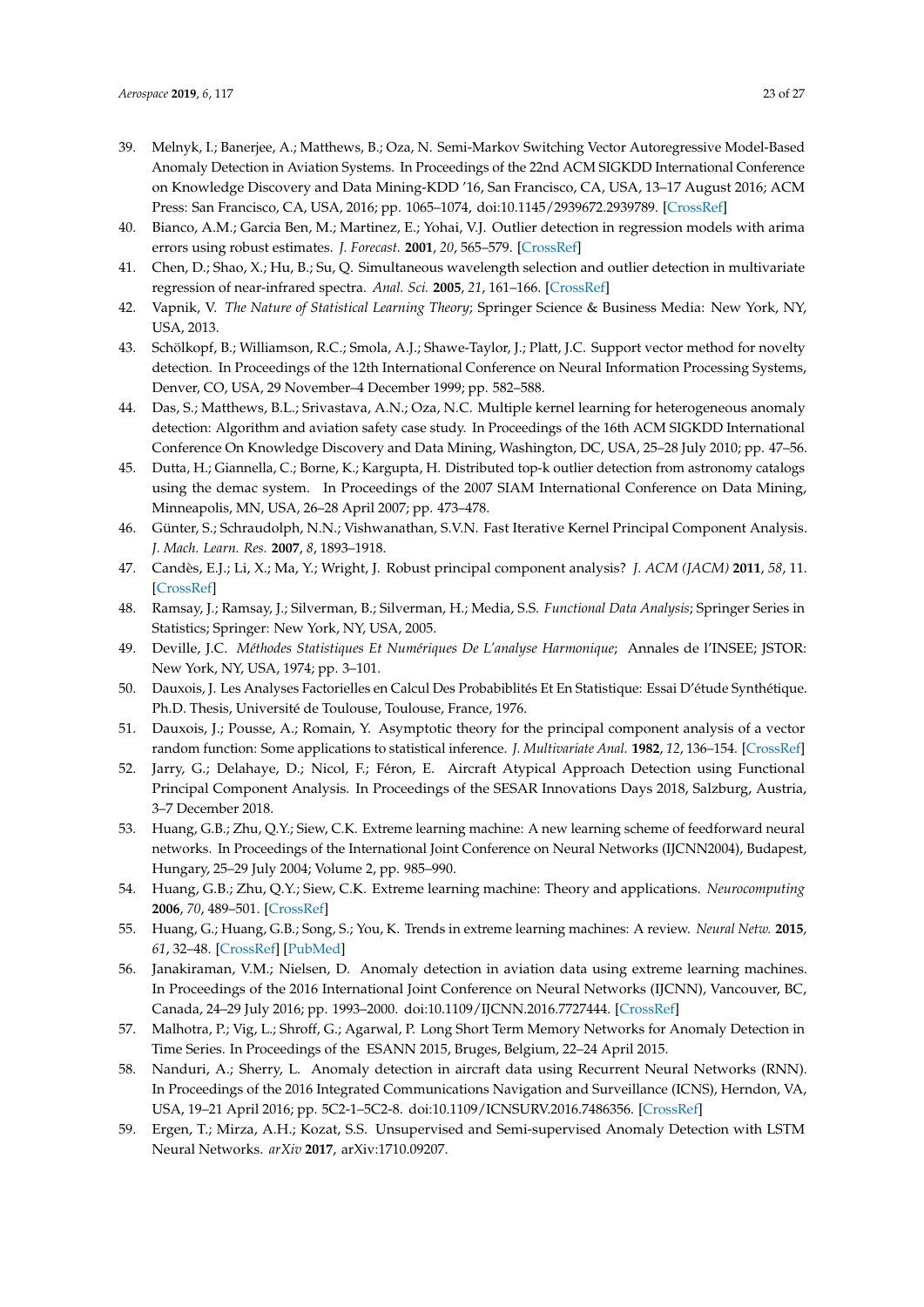39. Melnyk, I.; Banerjee, A.; Matthews, B.; Oza, N. Semi-Markov Switching Vector Autoregressive Model-Based Anomaly Detection in Aviation Systems. In Proceedings of the 22nd ACM SIGKDD International Conference on Knowledge Discovery and Data Mining-KDD '16, San Francisco, CA, USA, 13–17 August 2016; ACM Press: San Francisco, CA, USA, 2016; pp. 1065–1074, doi:10.1145/2939672.2939789. [CrossRef]
40. Bianco, A.M.; Garcia Ben, M.; Martinez, E.; Yohai, V.J. Outlier detection in regression models with arima errors using robust estimates. *J. Forecast.* **2001**, *20*, 565–579. [CrossRef]
41. Chen, D.; Shao, X.; Hu, B.; Su, Q. Simultaneous wavelength selection and outlier detection in multivariate regression of near-infrared spectra. *Anal. Sci.* **2005**, *21*, 161–166. [CrossRef]
42. Vapnik, V. *The Nature of Statistical Learning Theory*; Springer Science & Business Media: New York, NY, USA, 2013.
43. Schölkopf, B.; Williamson, R.C.; Smola, A.J.; Shawe-Taylor, J.; Platt, J.C. Support vector method for novelty detection. In Proceedings of the 12th International Conference on Neural Information Processing Systems, Denver, CO, USA, 29 November–4 December 1999; pp. 582–588.
44. Das, S.; Matthews, B.L.; Srivastava, A.N.; Oza, N.C. Multiple kernel learning for heterogeneous anomaly detection: Algorithm and aviation safety case study. In Proceedings of the 16th ACM SIGKDD International Conference On Knowledge Discovery and Data Mining, Washington, DC, USA, 25–28 July 2010; pp. 47–56.
45. Dutta, H.; Giannella, C.; Borne, K.; Kargupta, H. Distributed top-k outlier detection from astronomy catalogs using the demac system. In Proceedings of the 2007 SIAM International Conference on Data Mining, Minneapolis, MN, USA, 26–28 April 2007; pp. 473–478.
46. Günter, S.; Schraudolph, N.N.; Vishwanathan, S.V.N. Fast Iterative Kernel Principal Component Analysis. *J. Mach. Learn. Res.* **2007**, *8*, 1893–1918.
47. Candès, E.J.; Li, X.; Ma, Y.; Wright, J. Robust principal component analysis? *J. ACM (JACM)* **2011**, *58*, 11. [CrossRef]
48. Ramsay, J.; Ramsay, J.; Silverman, B.; Silverman, H.; Media, S.S. *Functional Data Analysis*; Springer Series in Statistics; Springer: New York, NY, USA, 2005.
49. Deville, J.C. *Méthodes Statistiques Et Numériques De L'analyse Harmonique*; Annales de l'INSEE; JSTOR: New York, NY, USA, 1974; pp. 3–101.
50. Dauxois, J. Les Analyses Factorielles en Calcul Des Probabiblités Et En Statistique: Essai D'étude Synthétique. Ph.D. Thesis, Université de Toulouse, Toulouse, France, 1976.
51. Dauxois, J.; Pousse, A.; Romain, Y. Asymptotic theory for the principal component analysis of a vector random function: Some applications to statistical inference. *J. Multivariate Anal.* **1982**, *12*, 136–154. [CrossRef]
52. Jarry, G.; Delahaye, D.; Nicol, F.; Féron, E. Aircraft Atypical Approach Detection using Functional Principal Component Analysis. In Proceedings of the SESAR Innovations Days 2018, Salzburg, Austria, 3–7 December 2018.
53. Huang, G.B.; Zhu, Q.Y.; Siew, C.K. Extreme learning machine: A new learning scheme of feedforward neural networks. In Proceedings of the International Joint Conference on Neural Networks (IJCNN2004), Budapest, Hungary, 25–29 July 2004; Volume 2, pp. 985–990.
54. Huang, G.B.; Zhu, Q.Y.; Siew, C.K. Extreme learning machine: Theory and applications. *Neurocomputing* **2006**, *70*, 489–501. [CrossRef]
55. Huang, G.; Huang, G.B.; Song, S.; You, K. Trends in extreme learning machines: A review. *Neural Netw.* **2015**, *61*, 32–48. [CrossRef] [PubMed]
56. Janakiraman, V.M.; Nielsen, D. Anomaly detection in aviation data using extreme learning machines. In Proceedings of the 2016 International Joint Conference on Neural Networks (IJCNN), Vancouver, BC, Canada, 24–29 July 2016; pp. 1993–2000. doi:10.1109/IJCNN.2016.7727444. [CrossRef]
57. Malhotra, P.; Vig, L.; Shroff, G.; Agarwal, P. Long Short Term Memory Networks for Anomaly Detection in Time Series. In Proceedings of the ESANN 2015, Bruges, Belgium, 22–24 April 2015.
58. Nanduri, A.; Sherry, L. Anomaly detection in aircraft data using Recurrent Neural Networks (RNN). In Proceedings of the 2016 Integrated Communications Navigation and Surveillance (ICNS), Herndon, VA, USA, 19–21 April 2016; pp. 5C2-1–5C2-8. doi:10.1109/ICNSURV.2016.7486356. [CrossRef]
59. Ergen, T.; Mirza, A.H.; Kozat, S.S. Unsupervised and Semi-supervised Anomaly Detection with LSTM Neural Networks. *arXiv* **2017**, arXiv:1710.09207.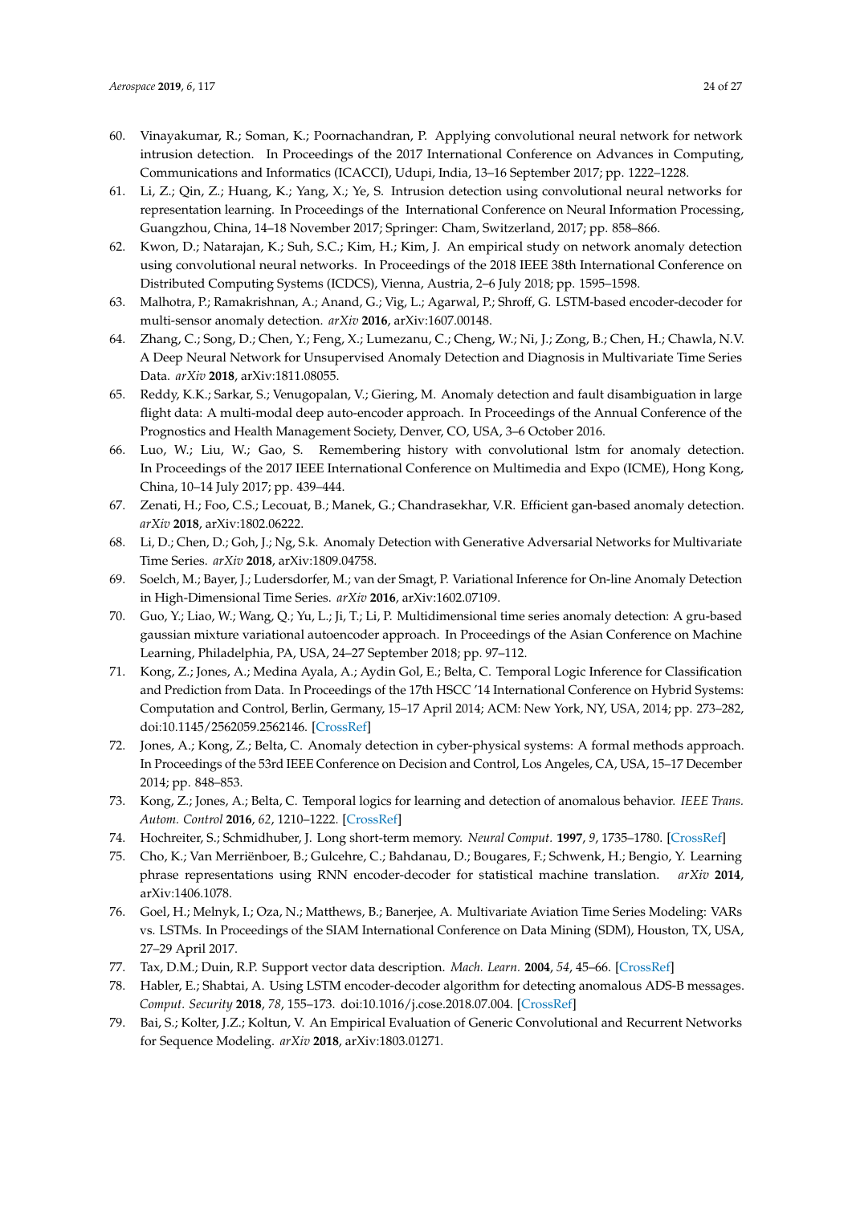60. Vinayakumar, R.; Soman, K.; Poornachandran, P. Applying convolutional neural network for network intrusion detection. In Proceedings of the 2017 International Conference on Advances in Computing, Communications and Informatics (ICACCI), Udupi, India, 13–16 September 2017; pp. 1222–1228.
61. Li, Z.; Qin, Z.; Huang, K.; Yang, X.; Ye, S. Intrusion detection using convolutional neural networks for representation learning. In Proceedings of the International Conference on Neural Information Processing, Guangzhou, China, 14–18 November 2017; Springer: Cham, Switzerland, 2017; pp. 858–866.
62. Kwon, D.; Natarajan, K.; Suh, S.C.; Kim, H.; Kim, J. An empirical study on network anomaly detection using convolutional neural networks. In Proceedings of the 2018 IEEE 38th International Conference on Distributed Computing Systems (ICDCS), Vienna, Austria, 2–6 July 2018; pp. 1595–1598.
63. Malhotra, P.; Ramakrishnan, A.; Anand, G.; Vig, L.; Agarwal, P.; Shroff, G. LSTM-based encoder-decoder for multi-sensor anomaly detection. *arXiv* **2016**, arXiv:1607.00148.
64. Zhang, C.; Song, D.; Chen, Y.; Feng, X.; Lumezanu, C.; Cheng, W.; Ni, J.; Zong, B.; Chen, H.; Chawla, N.V. A Deep Neural Network for Unsupervised Anomaly Detection and Diagnosis in Multivariate Time Series Data. *arXiv* **2018**, arXiv:1811.08055.
65. Reddy, K.K.; Sarkar, S.; Venugopalan, V.; Giering, M. Anomaly detection and fault disambiguation in large flight data: A multi-modal deep auto-encoder approach. In Proceedings of the Annual Conference of the Prognostics and Health Management Society, Denver, CO, USA, 3–6 October 2016.
66. Luo, W.; Liu, W.; Gao, S. Remembering history with convolutional lstm for anomaly detection. In Proceedings of the 2017 IEEE International Conference on Multimedia and Expo (ICME), Hong Kong, China, 10–14 July 2017; pp. 439–444.
67. Zenati, H.; Foo, C.S.; Lecouat, B.; Manek, G.; Chandrasekhar, V.R. Efficient gan-based anomaly detection. *arXiv* **2018**, arXiv:1802.06222.
68. Li, D.; Chen, D.; Goh, J.; Ng, S.k. Anomaly Detection with Generative Adversarial Networks for Multivariate Time Series. *arXiv* **2018**, arXiv:1809.04758.
69. Soelch, M.; Bayer, J.; Ludersdorfer, M.; van der Smagt, P. Variational Inference for On-line Anomaly Detection in High-Dimensional Time Series. *arXiv* **2016**, arXiv:1602.07109.
70. Guo, Y.; Liao, W.; Wang, Q.; Yu, L.; Ji, T.; Li, P. Multidimensional time series anomaly detection: A gru-based gaussian mixture variational autoencoder approach. In Proceedings of the Asian Conference on Machine Learning, Philadelphia, PA, USA, 24–27 September 2018; pp. 97–112.
71. Kong, Z.; Jones, A.; Medina Ayala, A.; Aydin Gol, E.; Belta, C. Temporal Logic Inference for Classification and Prediction from Data. In Proceedings of the 17th HSCC '14 International Conference on Hybrid Systems: Computation and Control, Berlin, Germany, 15–17 April 2014; ACM: New York, NY, USA, 2014; pp. 273–282, doi:10.1145/2562059.2562146. [CrossRef]
72. Jones, A.; Kong, Z.; Belta, C. Anomaly detection in cyber-physical systems: A formal methods approach. In Proceedings of the 53rd IEEE Conference on Decision and Control, Los Angeles, CA, USA, 15–17 December 2014; pp. 848–853.
73. Kong, Z.; Jones, A.; Belta, C. Temporal logics for learning and detection of anomalous behavior. *IEEE Trans. Autom. Control* **2016**, *62*, 1210–1222. [CrossRef]
74. Hochreiter, S.; Schmidhuber, J. Long short-term memory. *Neural Comput.* **1997**, *9*, 1735–1780. [CrossRef]
75. Cho, K.; Van Merriënboer, B.; Gulcehre, C.; Bahdanau, D.; Bougares, F.; Schwenk, H.; Bengio, Y. Learning phrase representations using RNN encoder-decoder for statistical machine translation. *arXiv* **2014**, arXiv:1406.1078.
76. Goel, H.; Melnyk, I.; Oza, N.; Matthews, B.; Banerjee, A. Multivariate Aviation Time Series Modeling: VARs vs. LSTMs. In Proceedings of the SIAM International Conference on Data Mining (SDM), Houston, TX, USA, 27–29 April 2017.
77. Tax, D.M.; Duin, R.P. Support vector data description. *Mach. Learn.* **2004**, *54*, 45–66. [CrossRef]
78. Habler, E.; Shabtai, A. Using LSTM encoder-decoder algorithm for detecting anomalous ADS-B messages. *Comput. Security* **2018**, *78*, 155–173. doi:10.1016/j.cose.2018.07.004. [CrossRef]
79. Bai, S.; Kolter, J.Z.; Koltun, V. An Empirical Evaluation of Generic Convolutional and Recurrent Networks for Sequence Modeling. *arXiv* **2018**, arXiv:1803.01271.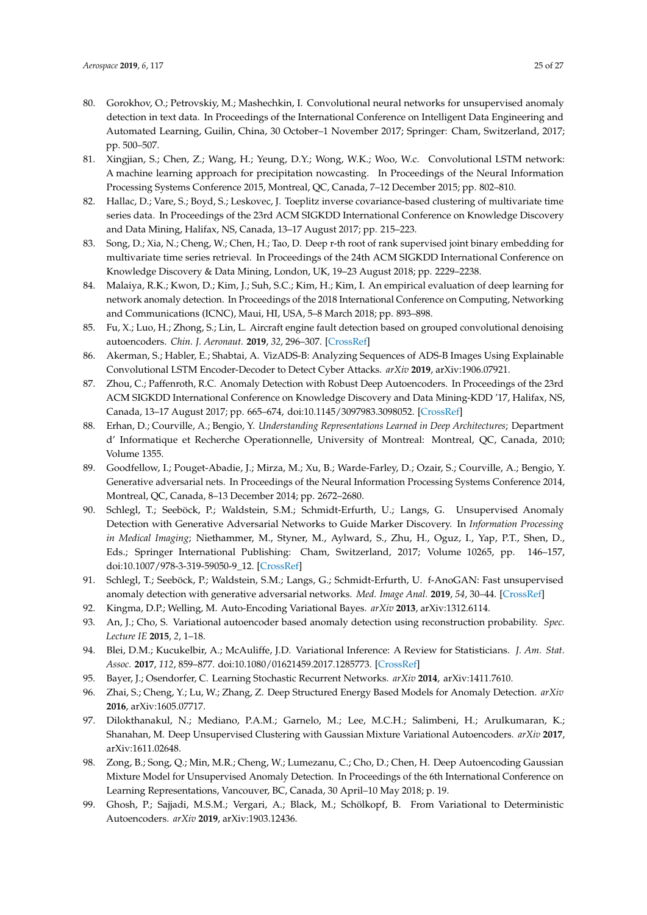80. Gorokhov, O.; Petrovskiy, M.; Mashechkin, I. Convolutional neural networks for unsupervised anomaly detection in text data. In Proceedings of the International Conference on Intelligent Data Engineering and Automated Learning, Guilin, China, 30 October–1 November 2017; Springer: Cham, Switzerland, 2017; pp. 500–507.
81. Xingjian, S.; Chen, Z.; Wang, H.; Yeung, D.Y.; Wong, W.K.; Woo, W.c. Convolutional LSTM network: A machine learning approach for precipitation nowcasting. In Proceedings of the Neural Information Processing Systems Conference 2015, Montreal, QC, Canada, 7–12 December 2015; pp. 802–810.
82. Hallac, D.; Vare, S.; Boyd, S.; Leskovec, J. Toeplitz inverse covariance-based clustering of multivariate time series data. In Proceedings of the 23rd ACM SIGKDD International Conference on Knowledge Discovery and Data Mining, Halifax, NS, Canada, 13–17 August 2017; pp. 215–223.
83. Song, D.; Xia, N.; Cheng, W.; Chen, H.; Tao, D. Deep r-th root of rank supervised joint binary embedding for multivariate time series retrieval. In Proceedings of the 24th ACM SIGKDD International Conference on Knowledge Discovery & Data Mining, London, UK, 19–23 August 2018; pp. 2229–2238.
84. Malaiya, R.K.; Kwon, D.; Kim, J.; Suh, S.C.; Kim, H.; Kim, I. An empirical evaluation of deep learning for network anomaly detection. In Proceedings of the 2018 International Conference on Computing, Networking and Communications (ICNC), Maui, HI, USA, 5–8 March 2018; pp. 893–898.
85. Fu, X.; Luo, H.; Zhong, S.; Lin, L. Aircraft engine fault detection based on grouped convolutional denoising autoencoders. *Chin. J. Aeronaut.* **2019**, *32*, 296–307. [CrossRef]
86. Akerman, S.; Habler, E.; Shabtai, A. VizADS-B: Analyzing Sequences of ADS-B Images Using Explainable Convolutional LSTM Encoder-Decoder to Detect Cyber Attacks. *arXiv* **2019**, arXiv:1906.07921.
87. Zhou, C.; Paffenroth, R.C. Anomaly Detection with Robust Deep Autoencoders. In Proceedings of the 23rd ACM SIGKDD International Conference on Knowledge Discovery and Data Mining-KDD '17, Halifax, NS, Canada, 13–17 August 2017; pp. 665–674, doi:10.1145/3097983.3098052. [CrossRef]
88. Erhan, D.; Courville, A.; Bengio, Y. *Understanding Representations Learned in Deep Architectures*; Department d' Informatique et Recherche Operationnelle, University of Montreal: Montreal, QC, Canada, 2010; Volume 1355.
89. Goodfellow, I.; Pouget-Abadie, J.; Mirza, M.; Xu, B.; Warde-Farley, D.; Ozair, S.; Courville, A.; Bengio, Y. Generative adversarial nets. In Proceedings of the Neural Information Processing Systems Conference 2014, Montreal, QC, Canada, 8–13 December 2014; pp. 2672–2680.
90. Schlegl, T.; Seeböck, P.; Waldstein, S.M.; Schmidt-Erfurth, U.; Langs, G. Unsupervised Anomaly Detection with Generative Adversarial Networks to Guide Marker Discovery. In *Information Processing in Medical Imaging*; Niethammer, M., Styner, M., Aylward, S., Zhu, H., Oguz, I., Yap, P.T., Shen, D., Eds.; Springer International Publishing: Cham, Switzerland, 2017; Volume 10265, pp. 146–157, doi:10.1007/978-3-319-59050-9_12. [CrossRef]
91. Schlegl, T.; Seeböck, P.; Waldstein, S.M.; Langs, G.; Schmidt-Erfurth, U. f-AnoGAN: Fast unsupervised anomaly detection with generative adversarial networks. *Med. Image Anal.* **2019**, *54*, 30–44. [CrossRef]
92. Kingma, D.P.; Welling, M. Auto-Encoding Variational Bayes. *arXiv* **2013**, arXiv:1312.6114.
93. An, J.; Cho, S. Variational autoencoder based anomaly detection using reconstruction probability. *Spec. Lecture IE* **2015**, *2*, 1–18.
94. Blei, D.M.; Kucukelbir, A.; McAuliffe, J.D. Variational Inference: A Review for Statisticians. *J. Am. Stat. Assoc.* **2017**, *112*, 859–877. doi:10.1080/01621459.2017.1285773. [CrossRef]
95. Bayer, J.; Osendorfer, C. Learning Stochastic Recurrent Networks. *arXiv* **2014**, arXiv:1411.7610.
96. Zhai, S.; Cheng, Y.; Lu, W.; Zhang, Z. Deep Structured Energy Based Models for Anomaly Detection. *arXiv* **2016**, arXiv:1605.07717.
97. Dilokthanakul, N.; Mediano, P.A.M.; Garnelo, M.; Lee, M.C.H.; Salimbeni, H.; Arulkumaran, K.; Shanahan, M. Deep Unsupervised Clustering with Gaussian Mixture Variational Autoencoders. *arXiv* **2017**, arXiv:1611.02648.
98. Zong, B.; Song, Q.; Min, M.R.; Cheng, W.; Lumezanu, C.; Cho, D.; Chen, H. Deep Autoencoding Gaussian Mixture Model for Unsupervised Anomaly Detection. In Proceedings of the 6th International Conference on Learning Representations, Vancouver, BC, Canada, 30 April–10 May 2018; p. 19.
99. Ghosh, P.; Sajjadi, M.S.M.; Vergari, A.; Black, M.; Schölkopf, B. From Variational to Deterministic Autoencoders. *arXiv* **2019**, arXiv:1903.12436.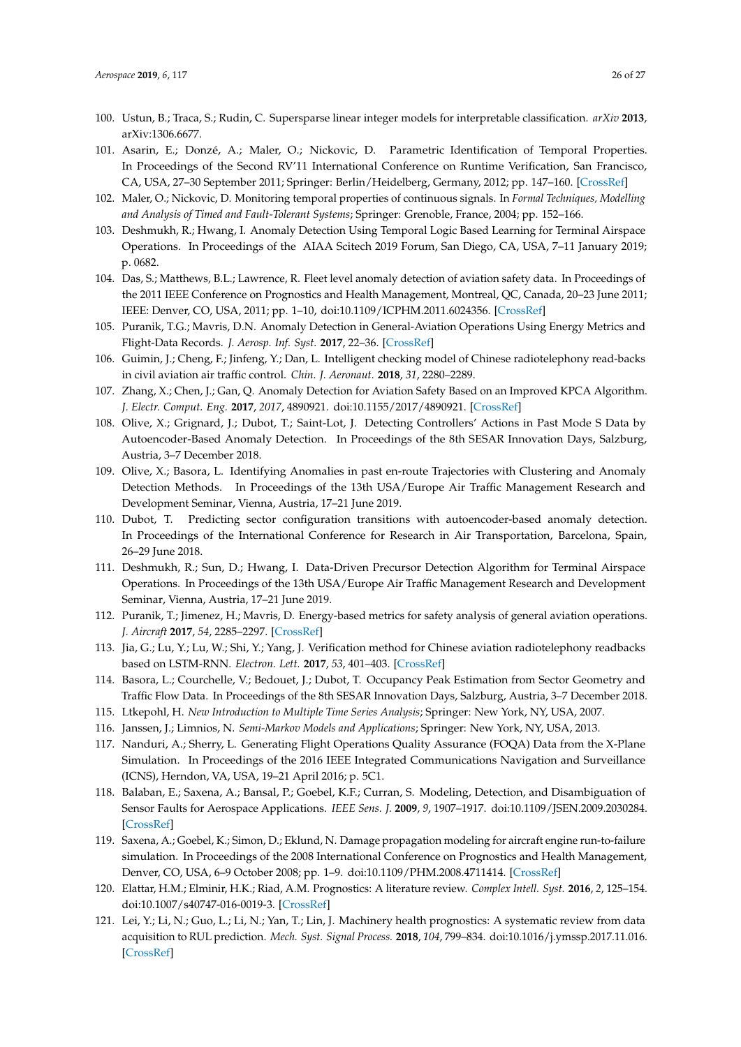100. Ustun, B.; Traca, S.; Rudin, C. Supersparse linear integer models for interpretable classification. *arXiv* **2013**, arXiv:1306.6677.
101. Asarin, E.; Donzé, A.; Maler, O.; Nickovic, D. Parametric Identification of Temporal Properties. In Proceedings of the Second RV'11 International Conference on Runtime Verification, San Francisco, CA, USA, 27–30 September 2011; Springer: Berlin/Heidelberg, Germany, 2012; pp. 147–160. [CrossRef]
102. Maler, O.; Nickovic, D. Monitoring temporal properties of continuous signals. In *Formal Techniques, Modelling and Analysis of Timed and Fault-Tolerant Systems*; Springer: Grenoble, France, 2004; pp. 152–166.
103. Deshmukh, R.; Hwang, I. Anomaly Detection Using Temporal Logic Based Learning for Terminal Airspace Operations. In Proceedings of the AIAA Scitech 2019 Forum, San Diego, CA, USA, 7–11 January 2019; p. 0682.
104. Das, S.; Matthews, B.L.; Lawrence, R. Fleet level anomaly detection of aviation safety data. In Proceedings of the 2011 IEEE Conference on Prognostics and Health Management, Montreal, QC, Canada, 20–23 June 2011; IEEE: Denver, CO, USA, 2011; pp. 1–10, doi:10.1109/ICPHM.2011.6024356. [CrossRef]
105. Puranik, T.G.; Mavris, D.N. Anomaly Detection in General-Aviation Operations Using Energy Metrics and Flight-Data Records. *J. Aerosp. Inf. Syst.* **2017**, 22–36. [CrossRef]
106. Guimin, J.; Cheng, F.; Jinfeng, Y.; Dan, L. Intelligent checking model of Chinese radiotelephony read-backs in civil aviation air traffic control. *Chin. J. Aeronaut.* **2018**, *31*, 2280–2289.
107. Zhang, X.; Chen, J.; Gan, Q. Anomaly Detection for Aviation Safety Based on an Improved KPCA Algorithm. *J. Electr. Comput. Eng.* **2017**, *2017*, 4890921. doi:10.1155/2017/4890921. [CrossRef]
108. Olive, X.; Grignard, J.; Dubot, T.; Saint-Lot, J. Detecting Controllers' Actions in Past Mode S Data by Autoencoder-Based Anomaly Detection. In Proceedings of the 8th SESAR Innovation Days, Salzburg, Austria, 3–7 December 2018.
109. Olive, X.; Basora, L. Identifying Anomalies in past en-route Trajectories with Clustering and Anomaly Detection Methods. In Proceedings of the 13th USA/Europe Air Traffic Management Research and Development Seminar, Vienna, Austria, 17–21 June 2019.
110. Dubot, T. Predicting sector configuration transitions with autoencoder-based anomaly detection. In Proceedings of the International Conference for Research in Air Transportation, Barcelona, Spain, 26–29 June 2018.
111. Deshmukh, R.; Sun, D.; Hwang, I. Data-Driven Precursor Detection Algorithm for Terminal Airspace Operations. In Proceedings of the 13th USA/Europe Air Traffic Management Research and Development Seminar, Vienna, Austria, 17–21 June 2019.
112. Puranik, T.; Jimenez, H.; Mavris, D. Energy-based metrics for safety analysis of general aviation operations. *J. Aircraft* **2017**, *54*, 2285–2297. [CrossRef]
113. Jia, G.; Lu, Y.; Lu, W.; Shi, Y.; Yang, J. Verification method for Chinese aviation radiotelephony readbacks based on LSTM-RNN. *Electron. Lett.* **2017**, *53*, 401–403. [CrossRef]
114. Basora, L.; Courchelle, V.; Bedouet, J.; Dubot, T. Occupancy Peak Estimation from Sector Geometry and Traffic Flow Data. In Proceedings of the 8th SESAR Innovation Days, Salzburg, Austria, 3–7 December 2018.
115. Ltkepohl, H. *New Introduction to Multiple Time Series Analysis*; Springer: New York, NY, USA, 2007.
116. Janssen, J.; Limnios, N. *Semi-Markov Models and Applications*; Springer: New York, NY, USA, 2013.
117. Nanduri, A.; Sherry, L. Generating Flight Operations Quality Assurance (FOQA) Data from the X-Plane Simulation. In Proceedings of the 2016 IEEE Integrated Communications Navigation and Surveillance (ICNS), Herndon, VA, USA, 19–21 April 2016; p. 5C1.
118. Balaban, E.; Saxena, A.; Bansal, P.; Goebel, K.F.; Curran, S. Modeling, Detection, and Disambiguation of Sensor Faults for Aerospace Applications. *IEEE Sens. J.* **2009**, *9*, 1907–1917. doi:10.1109/JSEN.2009.2030284. [CrossRef]
119. Saxena, A.; Goebel, K.; Simon, D.; Eklund, N. Damage propagation modeling for aircraft engine run-to-failure simulation. In Proceedings of the 2008 International Conference on Prognostics and Health Management, Denver, CO, USA, 6–9 October 2008; pp. 1–9. doi:10.1109/PHM.2008.4711414. [CrossRef]
120. Elattar, H.M.; Elminir, H.K.; Riad, A.M. Prognostics: A literature review. *Complex Intell. Syst.* **2016**, *2*, 125–154. doi:10.1007/s40747-016-0019-3. [CrossRef]
121. Lei, Y.; Li, N.; Guo, L.; Li, N.; Yan, T.; Lin, J. Machinery health prognostics: A systematic review from data acquisition to RUL prediction. *Mech. Syst. Signal Process.* **2018**, *104*, 799–834. doi:10.1016/j.ymssp.2017.11.016. [CrossRef]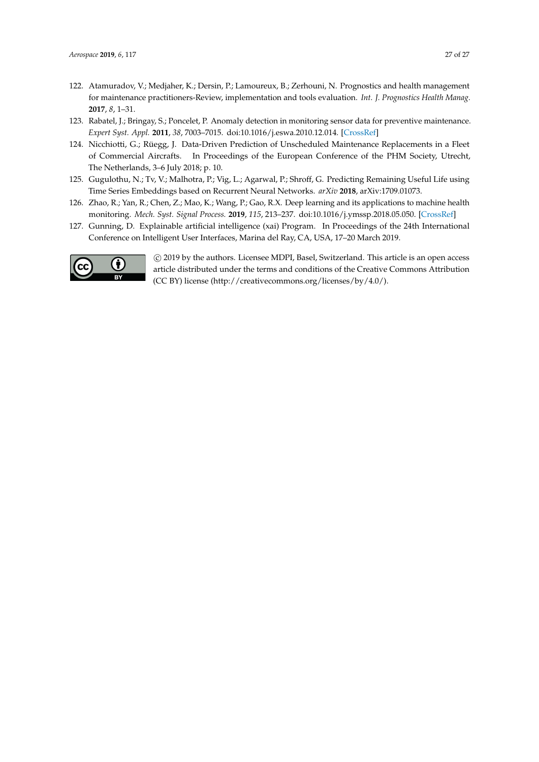122. Atamuradov, V.; Medjaher, K.; Dersin, P.; Lamoureux, B.; Zerhouni, N. Prognostics and health management for maintenance practitioners-Review, implementation and tools evaluation. *Int. J. Prognostics Health Manag.* **2017**, *8*, 1–31.
123. Rabatel, J.; Bringay, S.; Poncelet, P. Anomaly detection in monitoring sensor data for preventive maintenance. *Expert Syst. Appl.* **2011**, *38*, 7003–7015. doi:10.1016/j.eswa.2010.12.014. [CrossRef]
124. Nicchiotti, G.; Rüegg, J. Data-Driven Prediction of Unscheduled Maintenance Replacements in a Fleet of Commercial Aircrafts. In Proceedings of the European Conference of the PHM Society, Utrecht, The Netherlands, 3–6 July 2018; p. 10.
125. Gugulothu, N.; Tv, V.; Malhotra, P.; Vig, L.; Agarwal, P.; Shroff, G. Predicting Remaining Useful Life using Time Series Embeddings based on Recurrent Neural Networks. *arXiv* **2018**, arXiv:1709.01073.
126. Zhao, R.; Yan, R.; Chen, Z.; Mao, K.; Wang, P.; Gao, R.X. Deep learning and its applications to machine health monitoring. *Mech. Syst. Signal Process.* **2019**, *115*, 213–237. doi:10.1016/j.ymssp.2018.05.050. [CrossRef]
127. Gunning, D. Explainable artificial intelligence (xai) Program. In Proceedings of the 24th International Conference on Intelligent User Interfaces, Marina del Ray, CA, USA, 17–20 March 2019.

© 2019 by the authors. Licensee MDPI, Basel, Switzerland. This article is an open access article distributed under the terms and conditions of the Creative Commons Attribution (CC BY) license (http://creativecommons.org/licenses/by/4.0/).